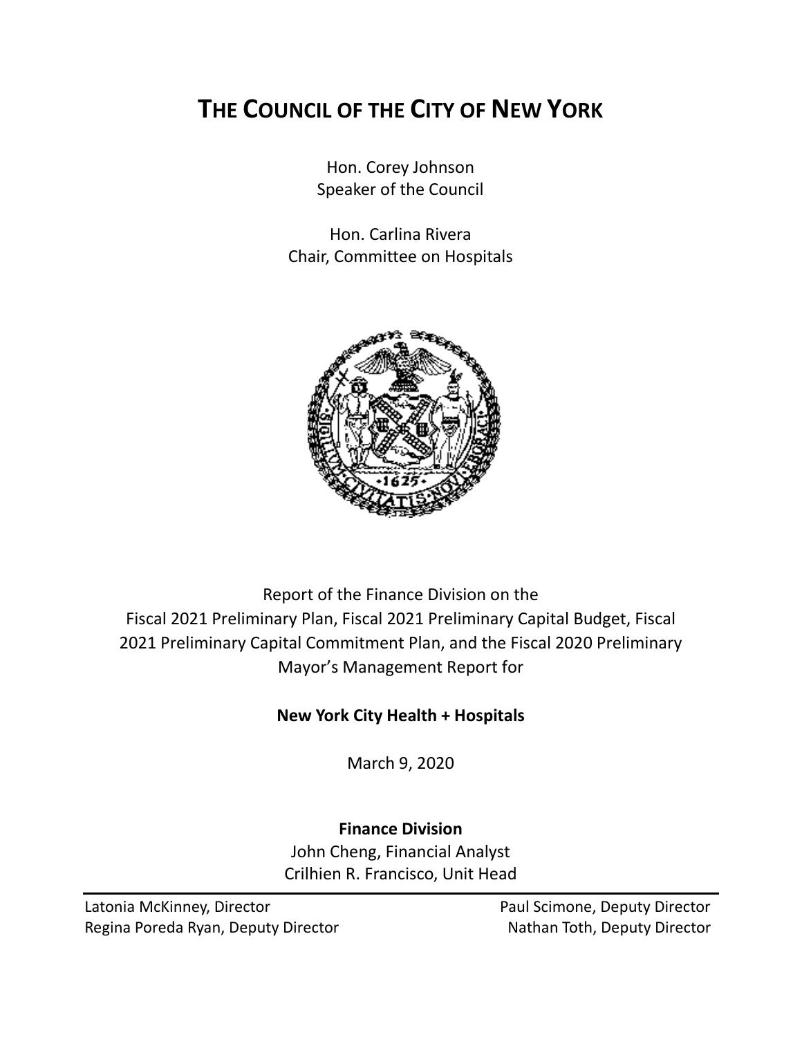# THE COUNCIL OF THE CITY OF NEW YORK

Hon. Corey Johnson
Speaker of the Council

Hon. Carlina Rivera
Chair, Committee on Hospitals

Report of the Finance Division on the
Fiscal 2021 Preliminary Plan, Fiscal 2021 Preliminary Capital Budget, Fiscal 2021 Preliminary Capital Commitment Plan, and the Fiscal 2020 Preliminary Mayor's Management Report for

**New York City Health + Hospitals**

March 9, 2020

**Finance Division**
John Cheng, Financial Analyst
Crilhien R. Francisco, Unit Head

---

Latonia McKinney, Director
Regina Poreda Ryan, Deputy Director
Paul Scimone, Deputy Director
Nathan Toth, Deputy Director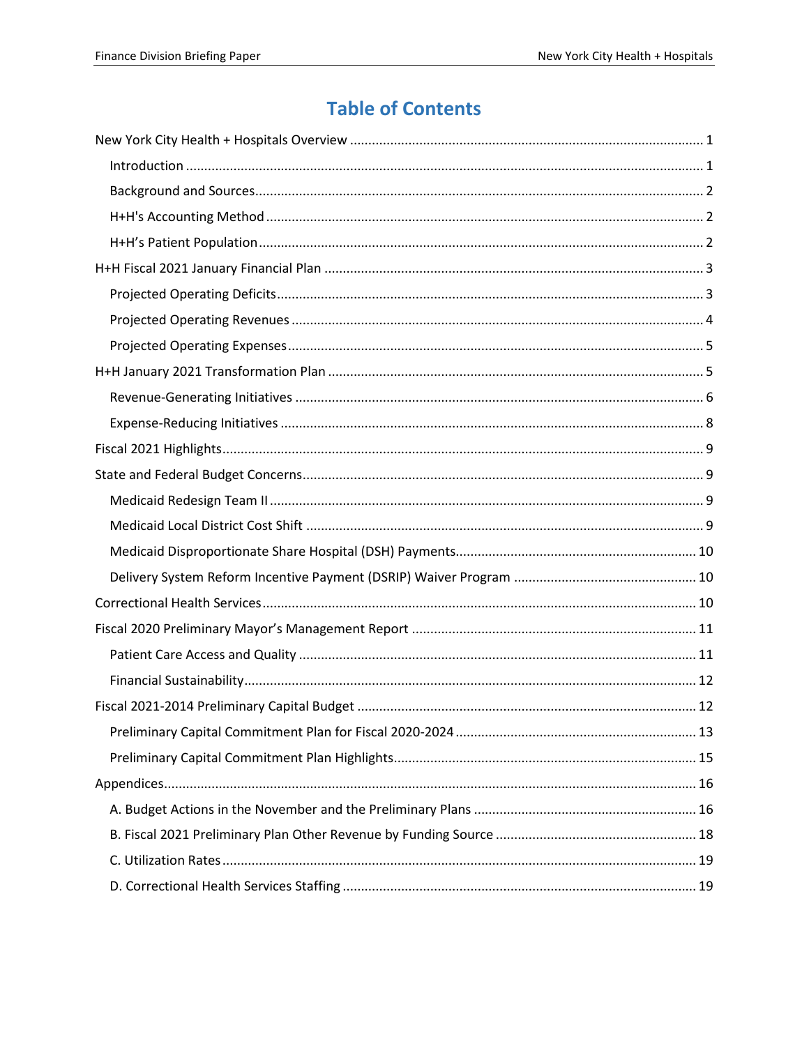# Table of Contents

- New York City Health + Hospitals Overview ..... 1
  - Introduction ..... 1
  - Background and Sources ..... 2
  - H+H's Accounting Method ..... 2
  - H+H's Patient Population ..... 2
- H+H Fiscal 2021 January Financial Plan ..... 3
  - Projected Operating Deficits ..... 3
  - Projected Operating Revenues ..... 4
  - Projected Operating Expenses ..... 5
- H+H January 2021 Transformation Plan ..... 5
  - Revenue-Generating Initiatives ..... 6
  - Expense-Reducing Initiatives ..... 8
- Fiscal 2021 Highlights ..... 9
- State and Federal Budget Concerns ..... 9
  - Medicaid Redesign Team II ..... 9
  - Medicaid Local District Cost Shift ..... 9
  - Medicaid Disproportionate Share Hospital (DSH) Payments ..... 10
  - Delivery System Reform Incentive Payment (DSRIP) Waiver Program ..... 10
- Correctional Health Services ..... 10
- Fiscal 2020 Preliminary Mayor's Management Report ..... 11
  - Patient Care Access and Quality ..... 11
  - Financial Sustainability ..... 12
- Fiscal 2021-2014 Preliminary Capital Budget ..... 12
  - Preliminary Capital Commitment Plan for Fiscal 2020-2024 ..... 13
  - Preliminary Capital Commitment Plan Highlights ..... 15
- Appendices ..... 16
  - A. Budget Actions in the November and the Preliminary Plans ..... 16
  - B. Fiscal 2021 Preliminary Plan Other Revenue by Funding Source ..... 18
  - C. Utilization Rates ..... 19
  - D. Correctional Health Services Staffing ..... 19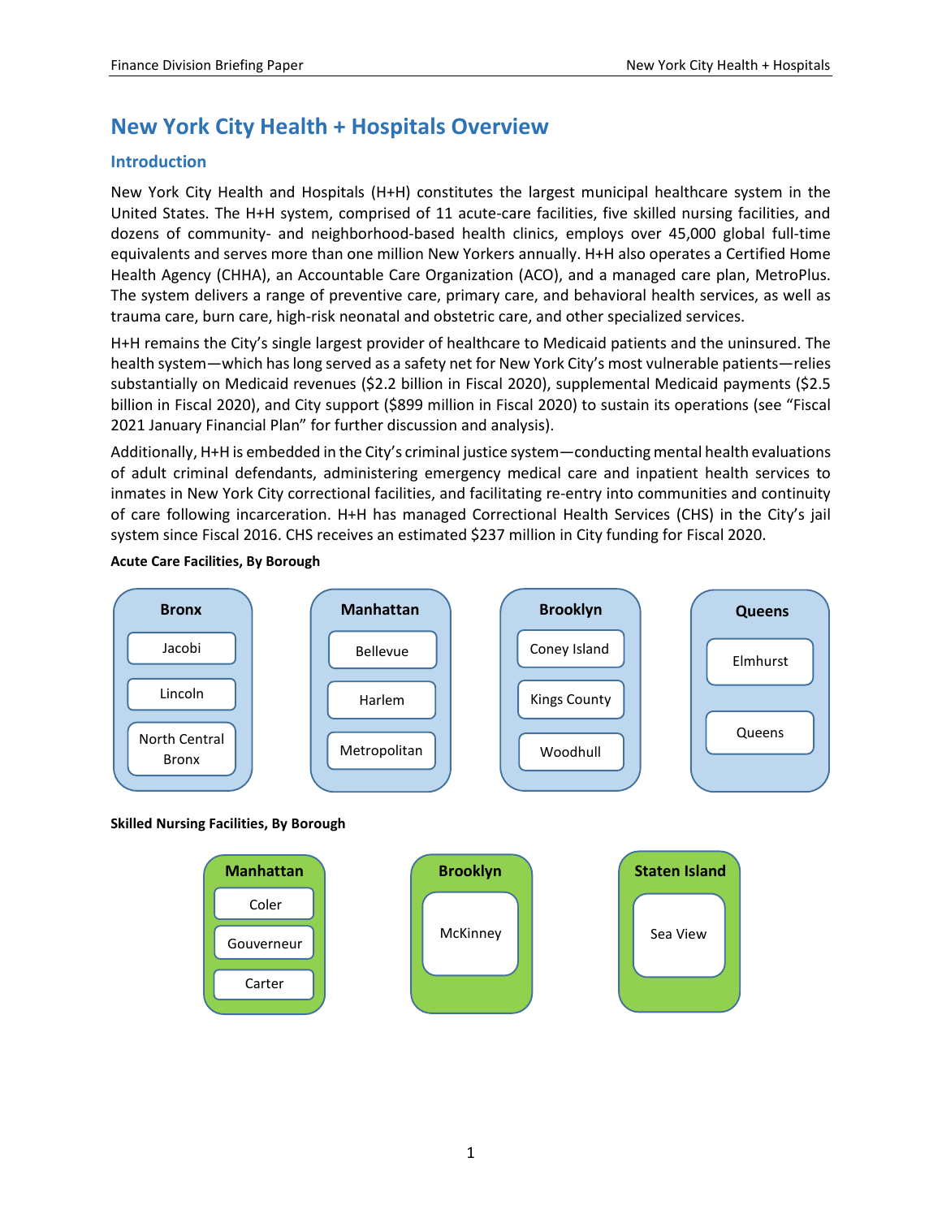# New York City Health + Hospitals Overview

## Introduction

New York City Health and Hospitals (H+H) constitutes the largest municipal healthcare system in the United States. The H+H system, comprised of 11 acute-care facilities, five skilled nursing facilities, and dozens of community- and neighborhood-based health clinics, employs over 45,000 global full-time equivalents and serves more than one million New Yorkers annually. H+H also operates a Certified Home Health Agency (CHHA), an Accountable Care Organization (ACO), and a managed care plan, MetroPlus. The system delivers a range of preventive care, primary care, and behavioral health services, as well as trauma care, burn care, high-risk neonatal and obstetric care, and other specialized services.

H+H remains the City's single largest provider of healthcare to Medicaid patients and the uninsured. The health system—which has long served as a safety net for New York City's most vulnerable patients—relies substantially on Medicaid revenues ($2.2 billion in Fiscal 2020), supplemental Medicaid payments ($2.5 billion in Fiscal 2020), and City support ($899 million in Fiscal 2020) to sustain its operations (see "Fiscal 2021 January Financial Plan" for further discussion and analysis).

Additionally, H+H is embedded in the City's criminal justice system—conducting mental health evaluations of adult criminal defendants, administering emergency medical care and inpatient health services to inmates in New York City correctional facilities, and facilitating re-entry into communities and continuity of care following incarceration. H+H has managed Correctional Health Services (CHS) in the City's jail system since Fiscal 2016. CHS receives an estimated $237 million in City funding for Fiscal 2020.

**Acute Care Facilities, By Borough**

| Bronx | Manhattan | Brooklyn | Queens |
|---|---|---|---|
| Jacobi | Bellevue | Coney Island | Elmhurst |
| Lincoln | Harlem | Kings County | Queens |
| North Central Bronx | Metropolitan | Woodhull | |

**Skilled Nursing Facilities, By Borough**

| Manhattan | Brooklyn | Staten Island |
|---|---|---|
| Coler | McKinney | Sea View |
| Gouverneur | | |
| Carter | | |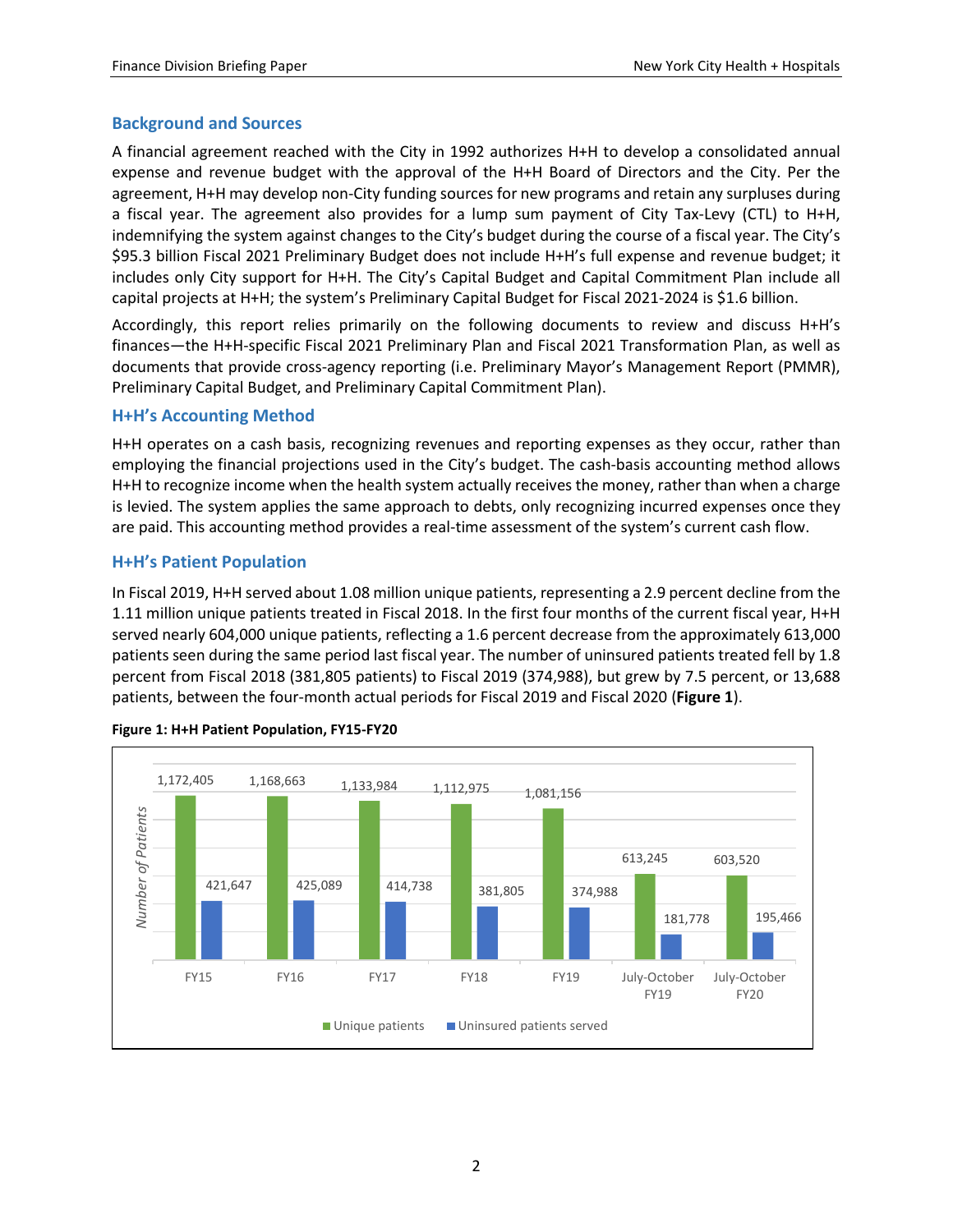## Background and Sources

A financial agreement reached with the City in 1992 authorizes H+H to develop a consolidated annual expense and revenue budget with the approval of the H+H Board of Directors and the City. Per the agreement, H+H may develop non-City funding sources for new programs and retain any surpluses during a fiscal year. The agreement also provides for a lump sum payment of City Tax-Levy (CTL) to H+H, indemnifying the system against changes to the City's budget during the course of a fiscal year. The City's $95.3 billion Fiscal 2021 Preliminary Budget does not include H+H's full expense and revenue budget; it includes only City support for H+H. The City's Capital Budget and Capital Commitment Plan include all capital projects at H+H; the system's Preliminary Capital Budget for Fiscal 2021-2024 is $1.6 billion.

Accordingly, this report relies primarily on the following documents to review and discuss H+H's finances—the H+H-specific Fiscal 2021 Preliminary Plan and Fiscal 2021 Transformation Plan, as well as documents that provide cross-agency reporting (i.e. Preliminary Mayor's Management Report (PMMR), Preliminary Capital Budget, and Preliminary Capital Commitment Plan).

## H+H's Accounting Method

H+H operates on a cash basis, recognizing revenues and reporting expenses as they occur, rather than employing the financial projections used in the City's budget. The cash-basis accounting method allows H+H to recognize income when the health system actually receives the money, rather than when a charge is levied. The system applies the same approach to debts, only recognizing incurred expenses once they are paid. This accounting method provides a real-time assessment of the system's current cash flow.

## H+H's Patient Population

In Fiscal 2019, H+H served about 1.08 million unique patients, representing a 2.9 percent decline from the 1.11 million unique patients treated in Fiscal 2018. In the first four months of the current fiscal year, H+H served nearly 604,000 unique patients, reflecting a 1.6 percent decrease from the approximately 613,000 patients seen during the same period last fiscal year. The number of uninsured patients treated fell by 1.8 percent from Fiscal 2018 (381,805 patients) to Fiscal 2019 (374,988), but grew by 7.5 percent, or 13,688 patients, between the four-month actual periods for Fiscal 2019 and Fiscal 2020 (**Figure 1**).

**Figure 1: H+H Patient Population, FY15-FY20**

| | FY15 | FY16 | FY17 | FY18 | FY19 | July-October FY19 | July-October FY20 |
|---|---|---|---|---|---|---|---|
| Unique patients | 1,172,405 | 1,168,663 | 1,133,984 | 1,112,975 | 1,081,156 | 613,245 | 603,520 |
| Uninsured patients served | 421,647 | 425,089 | 414,738 | 381,805 | 374,988 | 181,778 | 195,466 |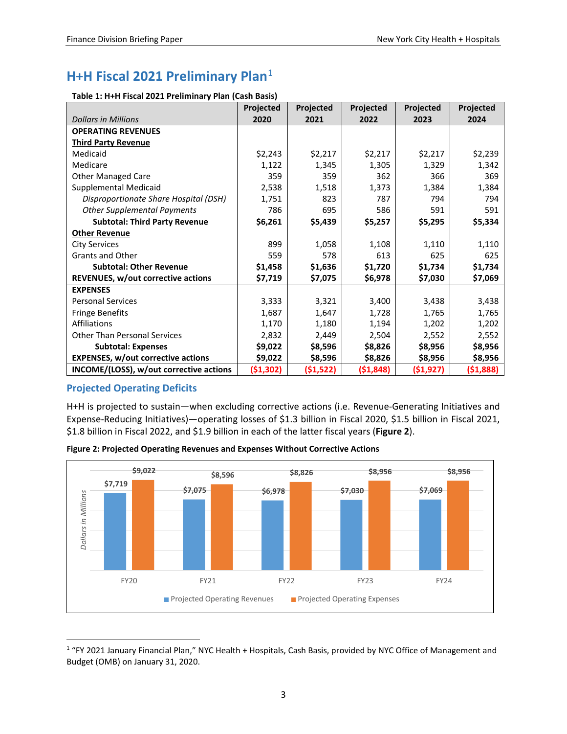## H+H Fiscal 2021 Preliminary Plan[1]

**Table 1: H+H Fiscal 2021 Preliminary Plan (Cash Basis)**

| *Dollars in Millions* | Projected 2020 | Projected 2021 | Projected 2022 | Projected 2023 | Projected 2024 |
|---|---|---|---|---|---|
| **OPERATING REVENUES** | | | | | |
| **Third Party Revenue** | | | | | |
| Medicaid | $2,243 | $2,217 | $2,217 | $2,217 | $2,239 |
| Medicare | 1,122 | 1,345 | 1,305 | 1,329 | 1,342 |
| Other Managed Care | 359 | 359 | 362 | 366 | 369 |
| Supplemental Medicaid | 2,538 | 1,518 | 1,373 | 1,384 | 1,384 |
| *Disproportionate Share Hospital (DSH)* | 1,751 | 823 | 787 | 794 | 794 |
| *Other Supplemental Payments* | 786 | 695 | 586 | 591 | 591 |
| **Subtotal: Third Party Revenue** | **$6,261** | **$5,439** | **$5,257** | **$5,295** | **$5,334** |
| **Other Revenue** | | | | | |
| City Services | 899 | 1,058 | 1,108 | 1,110 | 1,110 |
| Grants and Other | 559 | 578 | 613 | 625 | 625 |
| **Subtotal: Other Revenue** | **$1,458** | **$1,636** | **$1,720** | **$1,734** | **$1,734** |
| **REVENUES, w/out corrective actions** | **$7,719** | **$7,075** | **$6,978** | **$7,030** | **$7,069** |
| **EXPENSES** | | | | | |
| Personal Services | 3,333 | 3,321 | 3,400 | 3,438 | 3,438 |
| Fringe Benefits | 1,687 | 1,647 | 1,728 | 1,765 | 1,765 |
| Affiliations | 1,170 | 1,180 | 1,194 | 1,202 | 1,202 |
| Other Than Personal Services | 2,832 | 2,449 | 2,504 | 2,552 | 2,552 |
| **Subtotal: Expenses** | **$9,022** | **$8,596** | **$8,826** | **$8,956** | **$8,956** |
| **EXPENSES, w/out corrective actions** | **$9,022** | **$8,596** | **$8,826** | **$8,956** | **$8,956** |
| **INCOME/(LOSS), w/out corrective actions** | **($1,302)** | **($1,522)** | **($1,848)** | **($1,927)** | **($1,888)** |

### Projected Operating Deficits

H+H is projected to sustain—when excluding corrective actions (i.e. Revenue-Generating Initiatives and Expense-Reducing Initiatives)—operating losses of $1.3 billion in Fiscal 2020, $1.5 billion in Fiscal 2021, $1.8 billion in Fiscal 2022, and $1.9 billion in each of the latter fiscal years (**Figure 2**).

**Figure 2: Projected Operating Revenues and Expenses Without Corrective Actions**

| Dollars in Millions | FY20 | FY21 | FY22 | FY23 | FY24 |
|---|---|---|---|---|---|
| Projected Operating Revenues | $7,719 | $7,075 | $6,978 | $7,030 | $7,069 |
| Projected Operating Expenses | $9,022 | $8,596 | $8,826 | $8,956 | $8,956 |

[1] "FY 2021 January Financial Plan," NYC Health + Hospitals, Cash Basis, provided by NYC Office of Management and Budget (OMB) on January 31, 2020.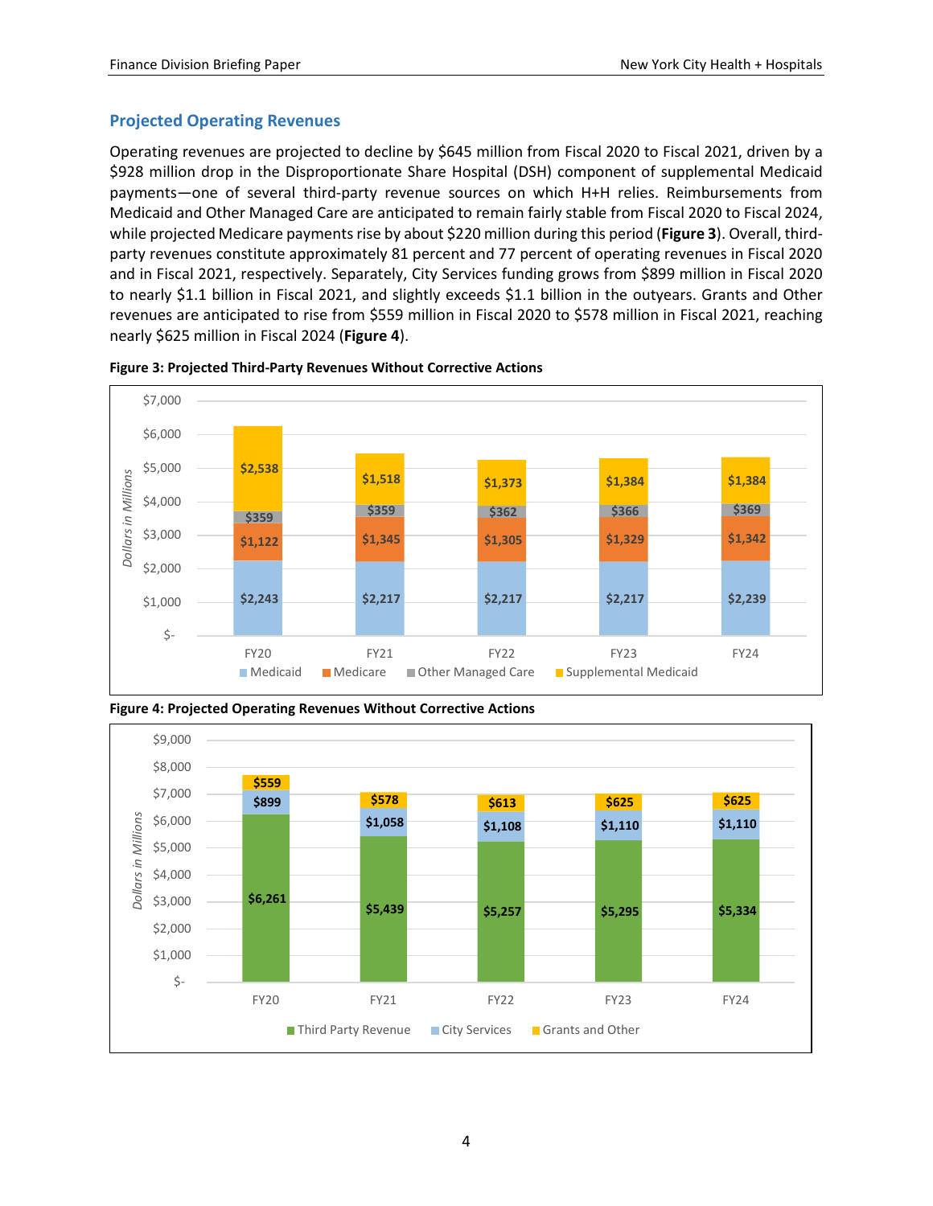## Projected Operating Revenues

Operating revenues are projected to decline by $645 million from Fiscal 2020 to Fiscal 2021, driven by a $928 million drop in the Disproportionate Share Hospital (DSH) component of supplemental Medicaid payments—one of several third-party revenue sources on which H+H relies. Reimbursements from Medicaid and Other Managed Care are anticipated to remain fairly stable from Fiscal 2020 to Fiscal 2024, while projected Medicare payments rise by about $220 million during this period (**Figure 3**). Overall, third-party revenues constitute approximately 81 percent and 77 percent of operating revenues in Fiscal 2020 and in Fiscal 2021, respectively. Separately, City Services funding grows from $899 million in Fiscal 2020 to nearly $1.1 billion in Fiscal 2021, and slightly exceeds $1.1 billion in the outyears. Grants and Other revenues are anticipated to rise from $559 million in Fiscal 2020 to $578 million in Fiscal 2021, reaching nearly $625 million in Fiscal 2024 (**Figure 4**).

**Figure 3: Projected Third-Party Revenues Without Corrective Actions**

Dollars in Millions

| | FY20 | FY21 | FY22 | FY23 | FY24 |
|---|---|---|---|---|---|
| Medicaid | $2,243 | $2,217 | $2,217 | $2,217 | $2,239 |
| Medicare | $1,122 | $1,345 | $1,305 | $1,329 | $1,342 |
| Other Managed Care | $359 | $359 | $362 | $366 | $369 |
| Supplemental Medicaid | $2,538 | $1,518 | $1,373 | $1,384 | $1,384 |

**Figure 4: Projected Operating Revenues Without Corrective Actions**

Dollars in Millions

| | FY20 | FY21 | FY22 | FY23 | FY24 |
|---|---|---|---|---|---|
| Third Party Revenue | $6,261 | $5,439 | $5,257 | $5,295 | $5,334 |
| City Services | $899 | $1,058 | $1,108 | $1,110 | $1,110 |
| Grants and Other | $559 | $578 | $613 | $625 | $625 |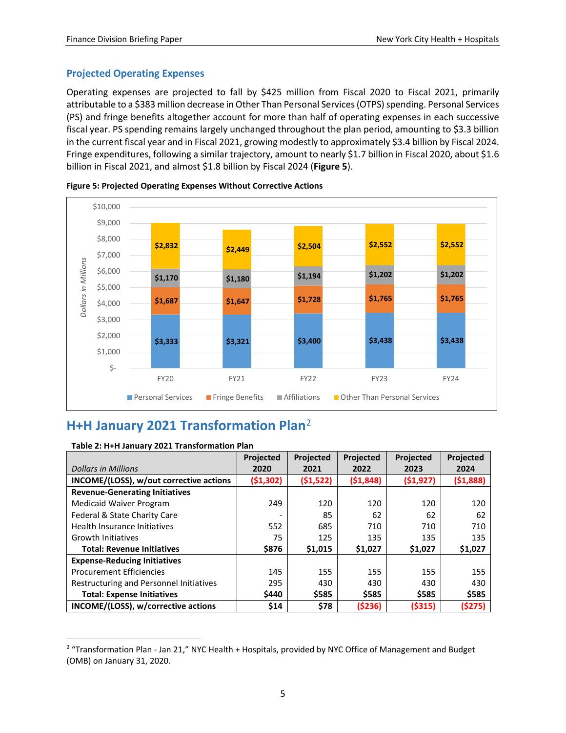## Projected Operating Expenses

Operating expenses are projected to fall by $425 million from Fiscal 2020 to Fiscal 2021, primarily attributable to a $383 million decrease in Other Than Personal Services (OTPS) spending. Personal Services (PS) and fringe benefits altogether account for more than half of operating expenses in each successive fiscal year. PS spending remains largely unchanged throughout the plan period, amounting to $3.3 billion in the current fiscal year and in Fiscal 2021, growing modestly to approximately $3.4 billion by Fiscal 2024. Fringe expenditures, following a similar trajectory, amount to nearly $1.7 billion in Fiscal 2020, about $1.6 billion in Fiscal 2021, and almost $1.8 billion by Fiscal 2024 (**Figure 5**).

**Figure 5: Projected Operating Expenses Without Corrective Actions**

| Dollars in Millions | FY20 | FY21 | FY22 | FY23 | FY24 |
|---|---|---|---|---|---|
| Personal Services | $3,333 | $3,321 | $3,400 | $3,438 | $3,438 |
| Fringe Benefits | $1,687 | $1,647 | $1,728 | $1,765 | $1,765 |
| Affiliations | $1,170 | $1,180 | $1,194 | $1,202 | $1,202 |
| Other Than Personal Services | $2,832 | $2,449 | $2,504 | $2,552 | $2,552 |

# H+H January 2021 Transformation Plan[2]

**Table 2: H+H January 2021 Transformation Plan**

| *Dollars in Millions* | Projected 2020 | Projected 2021 | Projected 2022 | Projected 2023 | Projected 2024 |
|---|---|---|---|---|---|
| **INCOME/(LOSS), w/out corrective actions** | ($1,302) | ($1,522) | ($1,848) | ($1,927) | ($1,888) |
| **Revenue-Generating Initiatives** | | | | | |
| Medicaid Waiver Program | 249 | 120 | 120 | 120 | 120 |
| Federal & State Charity Care | - | 85 | 62 | 62 | 62 |
| Health Insurance Initiatives | 552 | 685 | 710 | 710 | 710 |
| Growth Initiatives | 75 | 125 | 135 | 135 | 135 |
| **Total: Revenue Initiatives** | **$876** | **$1,015** | **$1,027** | **$1,027** | **$1,027** |
| **Expense-Reducing Initiatives** | | | | | |
| Procurement Efficiencies | 145 | 155 | 155 | 155 | 155 |
| Restructuring and Personnel Initiatives | 295 | 430 | 430 | 430 | 430 |
| **Total: Expense Initiatives** | **$440** | **$585** | **$585** | **$585** | **$585** |
| **INCOME/(LOSS), w/corrective actions** | **$14** | **$78** | **($236)** | **($315)** | **($275)** |

[2] "Transformation Plan - Jan 21," NYC Health + Hospitals, provided by NYC Office of Management and Budget (OMB) on January 31, 2020.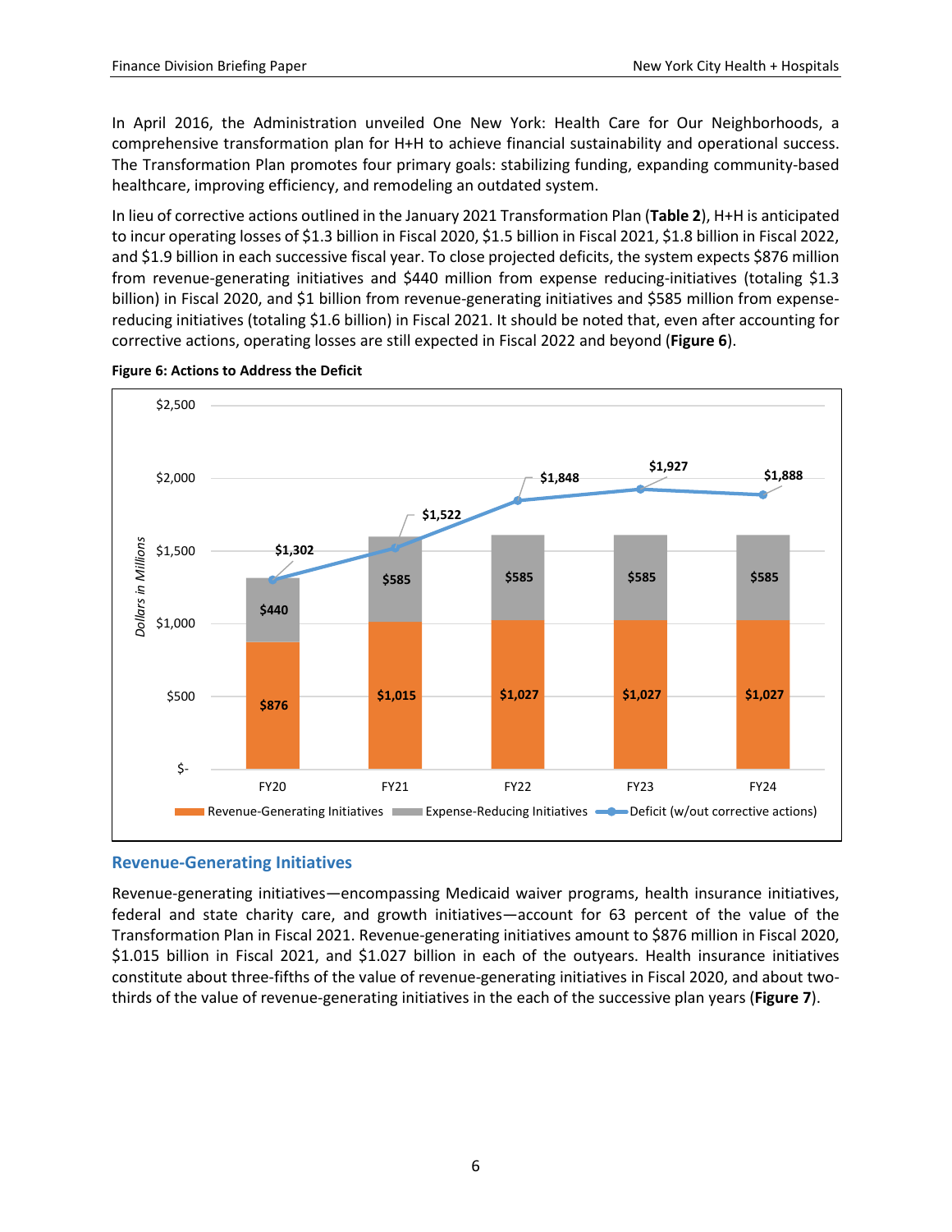In April 2016, the Administration unveiled One New York: Health Care for Our Neighborhoods, a comprehensive transformation plan for H+H to achieve financial sustainability and operational success. The Transformation Plan promotes four primary goals: stabilizing funding, expanding community-based healthcare, improving efficiency, and remodeling an outdated system.

In lieu of corrective actions outlined in the January 2021 Transformation Plan (**Table 2**), H+H is anticipated to incur operating losses of $1.3 billion in Fiscal 2020, $1.5 billion in Fiscal 2021, $1.8 billion in Fiscal 2022, and $1.9 billion in each successive fiscal year. To close projected deficits, the system expects $876 million from revenue-generating initiatives and $440 million from expense reducing-initiatives (totaling $1.3 billion) in Fiscal 2020, and $1 billion from revenue-generating initiatives and $585 million from expense-reducing initiatives (totaling $1.6 billion) in Fiscal 2021. It should be noted that, even after accounting for corrective actions, operating losses are still expected in Fiscal 2022 and beyond (**Figure 6**).

**Figure 6: Actions to Address the Deficit**

| Dollars in Millions | FY20 | FY21 | FY22 | FY23 | FY24 |
|---|---|---|---|---|---|
| Revenue-Generating Initiatives | $876 | $1,015 | $1,027 | $1,027 | $1,027 |
| Expense-Reducing Initiatives | $440 | $585 | $585 | $585 | $585 |
| Deficit (w/out corrective actions) | $1,302 | $1,522 | $1,848 | $1,927 | $1,888 |

## Revenue-Generating Initiatives

Revenue-generating initiatives—encompassing Medicaid waiver programs, health insurance initiatives, federal and state charity care, and growth initiatives—account for 63 percent of the value of the Transformation Plan in Fiscal 2021. Revenue-generating initiatives amount to $876 million in Fiscal 2020, $1.015 billion in Fiscal 2021, and $1.027 billion in each of the outyears. Health insurance initiatives constitute about three-fifths of the value of revenue-generating initiatives in Fiscal 2020, and about two-thirds of the value of revenue-generating initiatives in the each of the successive plan years (**Figure 7**).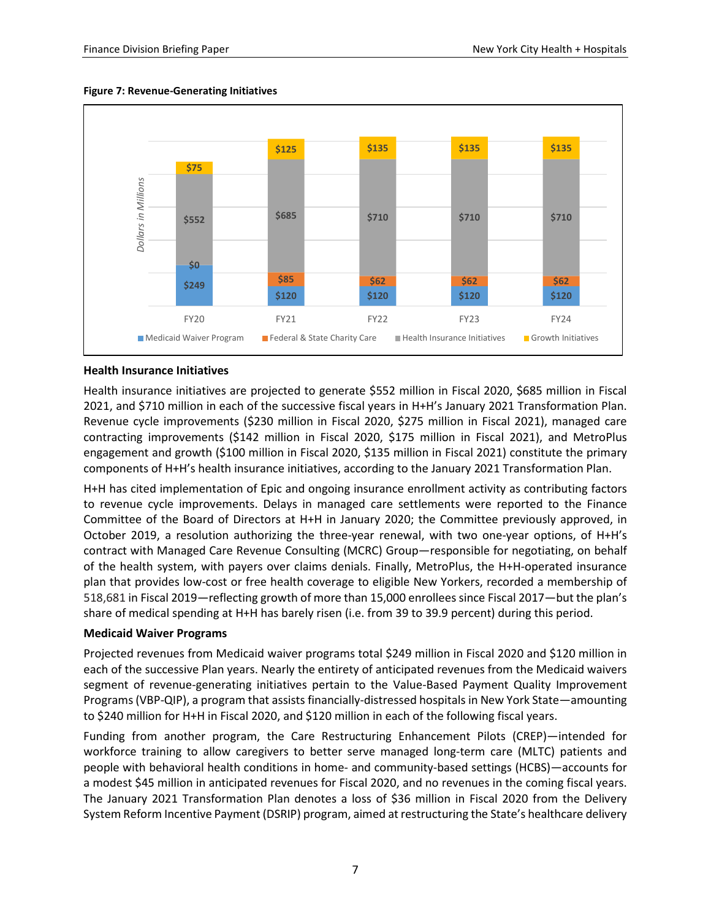**Figure 7: Revenue-Generating Initiatives**

| | FY20 | FY21 | FY22 | FY23 | FY24 |
|---|---|---|---|---|---|
| Medicaid Waiver Program | $249 | $120 | $120 | $120 | $120 |
| Federal & State Charity Care | $0 | $85 | $62 | $62 | $62 |
| Health Insurance Initiatives | $552 | $685 | $710 | $710 | $710 |
| Growth Initiatives | $75 | $125 | $135 | $135 | $135 |

*Dollars in Millions*

**Health Insurance Initiatives**

Health insurance initiatives are projected to generate $552 million in Fiscal 2020, $685 million in Fiscal 2021, and $710 million in each of the successive fiscal years in H+H's January 2021 Transformation Plan. Revenue cycle improvements ($230 million in Fiscal 2020, $275 million in Fiscal 2021), managed care contracting improvements ($142 million in Fiscal 2020, $175 million in Fiscal 2021), and MetroPlus engagement and growth ($100 million in Fiscal 2020, $135 million in Fiscal 2021) constitute the primary components of H+H's health insurance initiatives, according to the January 2021 Transformation Plan.

H+H has cited implementation of Epic and ongoing insurance enrollment activity as contributing factors to revenue cycle improvements. Delays in managed care settlements were reported to the Finance Committee of the Board of Directors at H+H in January 2020; the Committee previously approved, in October 2019, a resolution authorizing the three-year renewal, with two one-year options, of H+H's contract with Managed Care Revenue Consulting (MCRC) Group—responsible for negotiating, on behalf of the health system, with payers over claims denials. Finally, MetroPlus, the H+H-operated insurance plan that provides low-cost or free health coverage to eligible New Yorkers, recorded a membership of 518,681 in Fiscal 2019—reflecting growth of more than 15,000 enrollees since Fiscal 2017—but the plan's share of medical spending at H+H has barely risen (i.e. from 39 to 39.9 percent) during this period.

**Medicaid Waiver Programs**

Projected revenues from Medicaid waiver programs total $249 million in Fiscal 2020 and $120 million in each of the successive Plan years. Nearly the entirety of anticipated revenues from the Medicaid waivers segment of revenue-generating initiatives pertain to the Value-Based Payment Quality Improvement Programs (VBP-QIP), a program that assists financially-distressed hospitals in New York State—amounting to $240 million for H+H in Fiscal 2020, and $120 million in each of the following fiscal years.

Funding from another program, the Care Restructuring Enhancement Pilots (CREP)—intended for workforce training to allow caregivers to better serve managed long-term care (MLTC) patients and people with behavioral health conditions in home- and community-based settings (HCBS)—accounts for a modest $45 million in anticipated revenues for Fiscal 2020, and no revenues in the coming fiscal years. The January 2021 Transformation Plan denotes a loss of $36 million in Fiscal 2020 from the Delivery System Reform Incentive Payment (DSRIP) program, aimed at restructuring the State's healthcare delivery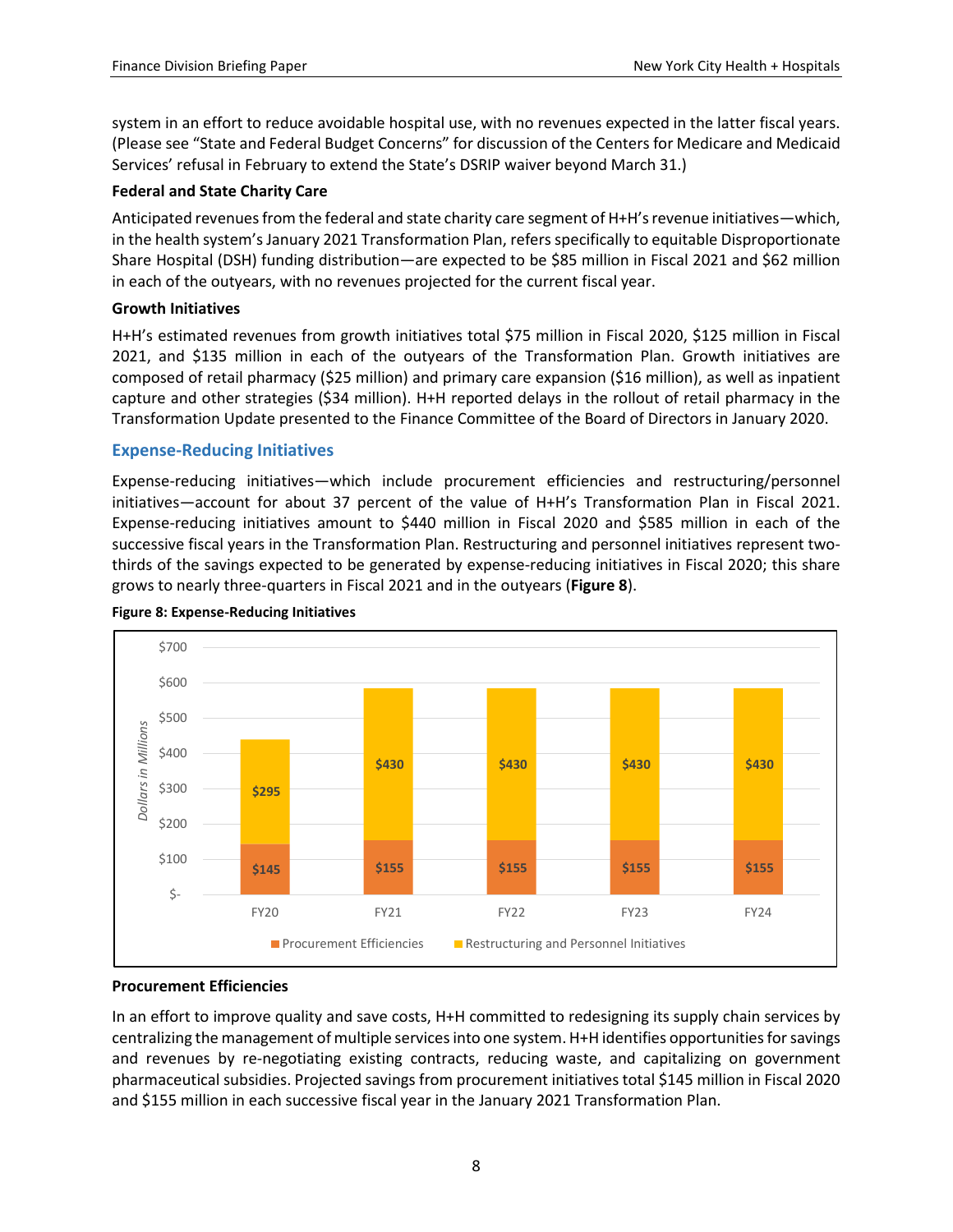system in an effort to reduce avoidable hospital use, with no revenues expected in the latter fiscal years. (Please see "State and Federal Budget Concerns" for discussion of the Centers for Medicare and Medicaid Services' refusal in February to extend the State's DSRIP waiver beyond March 31.)

**Federal and State Charity Care**

Anticipated revenues from the federal and state charity care segment of H+H's revenue initiatives—which, in the health system's January 2021 Transformation Plan, refers specifically to equitable Disproportionate Share Hospital (DSH) funding distribution—are expected to be $85 million in Fiscal 2021 and $62 million in each of the outyears, with no revenues projected for the current fiscal year.

**Growth Initiatives**

H+H's estimated revenues from growth initiatives total $75 million in Fiscal 2020, $125 million in Fiscal 2021, and $135 million in each of the outyears of the Transformation Plan. Growth initiatives are composed of retail pharmacy ($25 million) and primary care expansion ($16 million), as well as inpatient capture and other strategies ($34 million). H+H reported delays in the rollout of retail pharmacy in the Transformation Update presented to the Finance Committee of the Board of Directors in January 2020.

## Expense-Reducing Initiatives

Expense-reducing initiatives—which include procurement efficiencies and restructuring/personnel initiatives—account for about 37 percent of the value of H+H's Transformation Plan in Fiscal 2021. Expense-reducing initiatives amount to $440 million in Fiscal 2020 and $585 million in each of the successive fiscal years in the Transformation Plan. Restructuring and personnel initiatives represent two-thirds of the savings expected to be generated by expense-reducing initiatives in Fiscal 2020; this share grows to nearly three-quarters in Fiscal 2021 and in the outyears (**Figure 8**).

**Figure 8: Expense-Reducing Initiatives**

| Dollars in Millions | FY20 | FY21 | FY22 | FY23 | FY24 |
|---|---|---|---|---|---|
| Procurement Efficiencies | $145 | $155 | $155 | $155 | $155 |
| Restructuring and Personnel Initiatives | $295 | $430 | $430 | $430 | $430 |

**Procurement Efficiencies**

In an effort to improve quality and save costs, H+H committed to redesigning its supply chain services by centralizing the management of multiple services into one system. H+H identifies opportunities for savings and revenues by re-negotiating existing contracts, reducing waste, and capitalizing on government pharmaceutical subsidies. Projected savings from procurement initiatives total $145 million in Fiscal 2020 and $155 million in each successive fiscal year in the January 2021 Transformation Plan.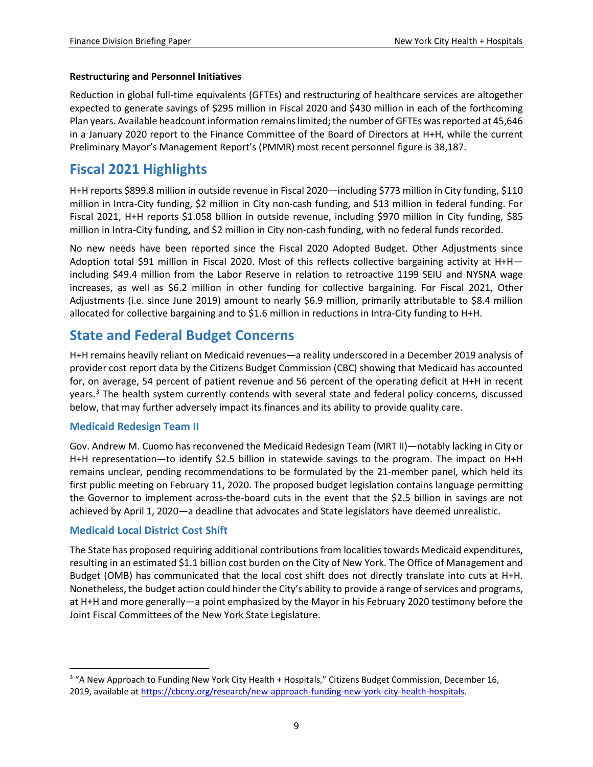**Restructuring and Personnel Initiatives**

Reduction in global full-time equivalents (GFTEs) and restructuring of healthcare services are altogether expected to generate savings of $295 million in Fiscal 2020 and $430 million in each of the forthcoming Plan years. Available headcount information remains limited; the number of GFTEs was reported at 45,646 in a January 2020 report to the Finance Committee of the Board of Directors at H+H, while the current Preliminary Mayor's Management Report's (PMMR) most recent personnel figure is 38,187.

## Fiscal 2021 Highlights

H+H reports $899.8 million in outside revenue in Fiscal 2020—including $773 million in City funding, $110 million in Intra-City funding, $2 million in City non-cash funding, and $13 million in federal funding. For Fiscal 2021, H+H reports $1.058 billion in outside revenue, including $970 million in City funding, $85 million in Intra-City funding, and $2 million in City non-cash funding, with no federal funds recorded.

No new needs have been reported since the Fiscal 2020 Adopted Budget. Other Adjustments since Adoption total $91 million in Fiscal 2020. Most of this reflects collective bargaining activity at H+H—including $49.4 million from the Labor Reserve in relation to retroactive 1199 SEIU and NYSNA wage increases, as well as $6.2 million in other funding for collective bargaining. For Fiscal 2021, Other Adjustments (i.e. since June 2019) amount to nearly $6.9 million, primarily attributable to $8.4 million allocated for collective bargaining and to $1.6 million in reductions in Intra-City funding to H+H.

## State and Federal Budget Concerns

H+H remains heavily reliant on Medicaid revenues—a reality underscored in a December 2019 analysis of provider cost report data by the Citizens Budget Commission (CBC) showing that Medicaid has accounted for, on average, 54 percent of patient revenue and 56 percent of the operating deficit at H+H in recent years.[3] The health system currently contends with several state and federal policy concerns, discussed below, that may further adversely impact its finances and its ability to provide quality care.

### Medicaid Redesign Team II

Gov. Andrew M. Cuomo has reconvened the Medicaid Redesign Team (MRT II)—notably lacking in City or H+H representation—to identify $2.5 billion in statewide savings to the program. The impact on H+H remains unclear, pending recommendations to be formulated by the 21-member panel, which held its first public meeting on February 11, 2020. The proposed budget legislation contains language permitting the Governor to implement across-the-board cuts in the event that the $2.5 billion in savings are not achieved by April 1, 2020—a deadline that advocates and State legislators have deemed unrealistic.

### Medicaid Local District Cost Shift

The State has proposed requiring additional contributions from localities towards Medicaid expenditures, resulting in an estimated $1.1 billion cost burden on the City of New York. The Office of Management and Budget (OMB) has communicated that the local cost shift does not directly translate into cuts at H+H. Nonetheless, the budget action could hinder the City's ability to provide a range of services and programs, at H+H and more generally—a point emphasized by the Mayor in his February 2020 testimony before the Joint Fiscal Committees of the New York State Legislature.

---

[3] "A New Approach to Funding New York City Health + Hospitals," Citizens Budget Commission, December 16, 2019, available at https://cbcny.org/research/new-approach-funding-new-york-city-health-hospitals.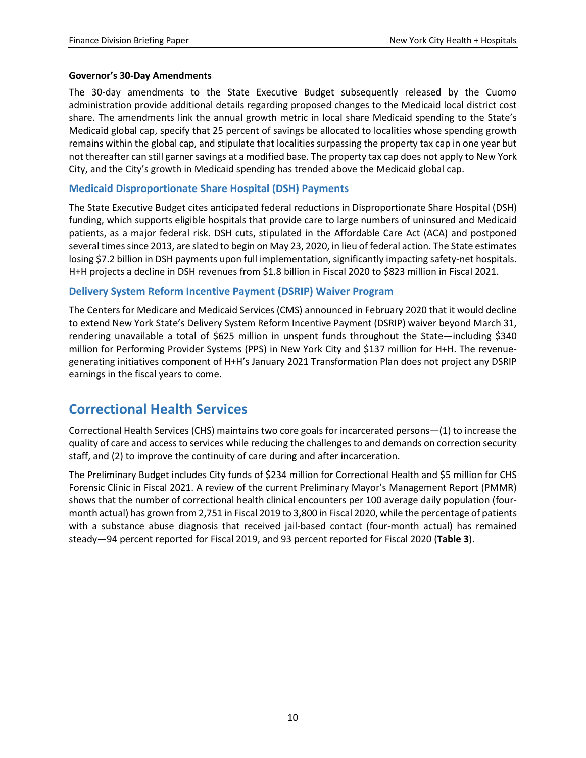**Governor's 30-Day Amendments**

The 30-day amendments to the State Executive Budget subsequently released by the Cuomo administration provide additional details regarding proposed changes to the Medicaid local district cost share. The amendments link the annual growth metric in local share Medicaid spending to the State's Medicaid global cap, specify that 25 percent of savings be allocated to localities whose spending growth remains within the global cap, and stipulate that localities surpassing the property tax cap in one year but not thereafter can still garner savings at a modified base. The property tax cap does not apply to New York City, and the City's growth in Medicaid spending has trended above the Medicaid global cap.

### Medicaid Disproportionate Share Hospital (DSH) Payments

The State Executive Budget cites anticipated federal reductions in Disproportionate Share Hospital (DSH) funding, which supports eligible hospitals that provide care to large numbers of uninsured and Medicaid patients, as a major federal risk. DSH cuts, stipulated in the Affordable Care Act (ACA) and postponed several times since 2013, are slated to begin on May 23, 2020, in lieu of federal action. The State estimates losing $7.2 billion in DSH payments upon full implementation, significantly impacting safety-net hospitals. H+H projects a decline in DSH revenues from $1.8 billion in Fiscal 2020 to $823 million in Fiscal 2021.

### Delivery System Reform Incentive Payment (DSRIP) Waiver Program

The Centers for Medicare and Medicaid Services (CMS) announced in February 2020 that it would decline to extend New York State's Delivery System Reform Incentive Payment (DSRIP) waiver beyond March 31, rendering unavailable a total of $625 million in unspent funds throughout the State—including $340 million for Performing Provider Systems (PPS) in New York City and $137 million for H+H. The revenue-generating initiatives component of H+H's January 2021 Transformation Plan does not project any DSRIP earnings in the fiscal years to come.

## Correctional Health Services

Correctional Health Services (CHS) maintains two core goals for incarcerated persons—(1) to increase the quality of care and access to services while reducing the challenges to and demands on correction security staff, and (2) to improve the continuity of care during and after incarceration.

The Preliminary Budget includes City funds of $234 million for Correctional Health and $5 million for CHS Forensic Clinic in Fiscal 2021. A review of the current Preliminary Mayor's Management Report (PMMR) shows that the number of correctional health clinical encounters per 100 average daily population (four-month actual) has grown from 2,751 in Fiscal 2019 to 3,800 in Fiscal 2020, while the percentage of patients with a substance abuse diagnosis that received jail-based contact (four-month actual) has remained steady—94 percent reported for Fiscal 2019, and 93 percent reported for Fiscal 2020 (**Table 3**).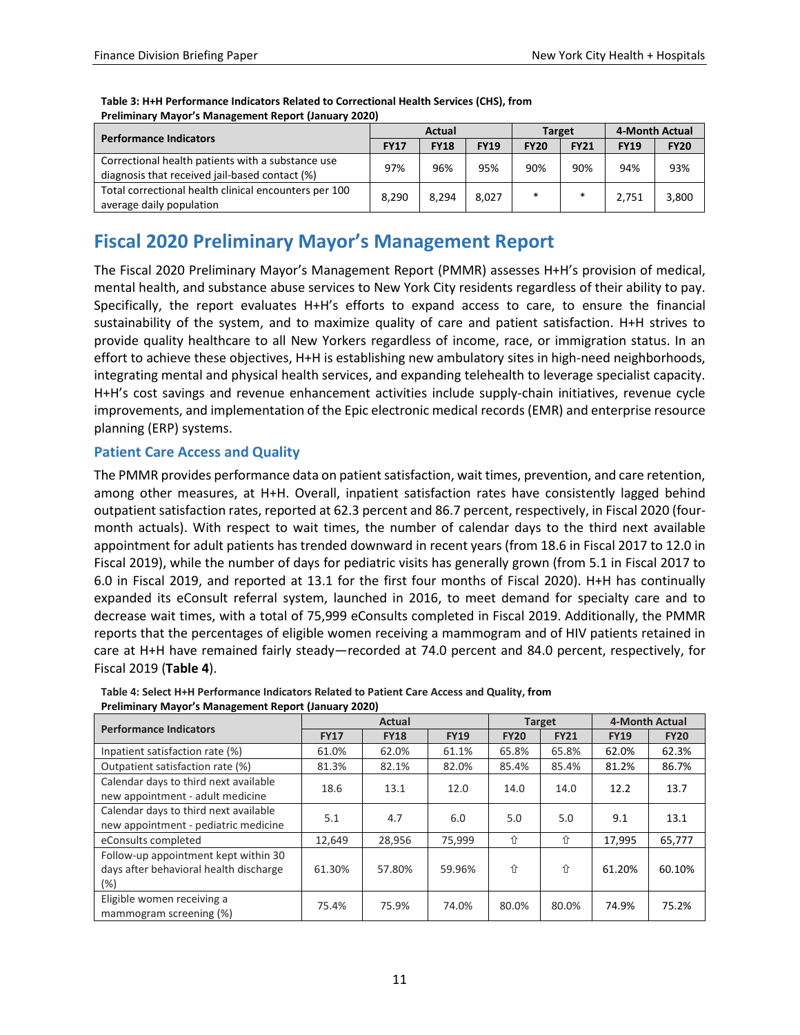**Table 3: H+H Performance Indicators Related to Correctional Health Services (CHS), from Preliminary Mayor's Management Report (January 2020)**

| Performance Indicators | Actual | | | Target | | 4-Month Actual | |
|---|---|---|---|---|---|---|---|
| | FY17 | FY18 | FY19 | FY20 | FY21 | FY19 | FY20 |
| Correctional health patients with a substance use diagnosis that received jail-based contact (%) | 97% | 96% | 95% | 90% | 90% | 94% | 93% |
| Total correctional health clinical encounters per 100 average daily population | 8,290 | 8,294 | 8,027 | * | * | 2,751 | 3,800 |

# Fiscal 2020 Preliminary Mayor's Management Report

The Fiscal 2020 Preliminary Mayor's Management Report (PMMR) assesses H+H's provision of medical, mental health, and substance abuse services to New York City residents regardless of their ability to pay. Specifically, the report evaluates H+H's efforts to expand access to care, to ensure the financial sustainability of the system, and to maximize quality of care and patient satisfaction. H+H strives to provide quality healthcare to all New Yorkers regardless of income, race, or immigration status. In an effort to achieve these objectives, H+H is establishing new ambulatory sites in high-need neighborhoods, integrating mental and physical health services, and expanding telehealth to leverage specialist capacity. H+H's cost savings and revenue enhancement activities include supply-chain initiatives, revenue cycle improvements, and implementation of the Epic electronic medical records (EMR) and enterprise resource planning (ERP) systems.

## Patient Care Access and Quality

The PMMR provides performance data on patient satisfaction, wait times, prevention, and care retention, among other measures, at H+H. Overall, inpatient satisfaction rates have consistently lagged behind outpatient satisfaction rates, reported at 62.3 percent and 86.7 percent, respectively, in Fiscal 2020 (four-month actuals). With respect to wait times, the number of calendar days to the third next available appointment for adult patients has trended downward in recent years (from 18.6 in Fiscal 2017 to 12.0 in Fiscal 2019), while the number of days for pediatric visits has generally grown (from 5.1 in Fiscal 2017 to 6.0 in Fiscal 2019, and reported at 13.1 for the first four months of Fiscal 2020). H+H has continually expanded its eConsult referral system, launched in 2016, to meet demand for specialty care and to decrease wait times, with a total of 75,999 eConsults completed in Fiscal 2019. Additionally, the PMMR reports that the percentages of eligible women receiving a mammogram and of HIV patients retained in care at H+H have remained fairly steady—recorded at 74.0 percent and 84.0 percent, respectively, for Fiscal 2019 (**Table 4**).

**Table 4: Select H+H Performance Indicators Related to Patient Care Access and Quality, from Preliminary Mayor's Management Report (January 2020)**

| Performance Indicators | Actual | | | Target | | 4-Month Actual | |
|---|---|---|---|---|---|---|---|
| | FY17 | FY18 | FY19 | FY20 | FY21 | FY19 | FY20 |
| Inpatient satisfaction rate (%) | 61.0% | 62.0% | 61.1% | 65.8% | 65.8% | 62.0% | 62.3% |
| Outpatient satisfaction rate (%) | 81.3% | 82.1% | 82.0% | 85.4% | 85.4% | 81.2% | 86.7% |
| Calendar days to third next available new appointment - adult medicine | 18.6 | 13.1 | 12.0 | 14.0 | 14.0 | 12.2 | 13.7 |
| Calendar days to third next available new appointment - pediatric medicine | 5.1 | 4.7 | 6.0 | 5.0 | 5.0 | 9.1 | 13.1 |
| eConsults completed | 12,649 | 28,956 | 75,999 | ⇧ | ⇧ | 17,995 | 65,777 |
| Follow-up appointment kept within 30 days after behavioral health discharge (%) | 61.30% | 57.80% | 59.96% | ⇧ | ⇧ | 61.20% | 60.10% |
| Eligible women receiving a mammogram screening (%) | 75.4% | 75.9% | 74.0% | 80.0% | 80.0% | 74.9% | 75.2% |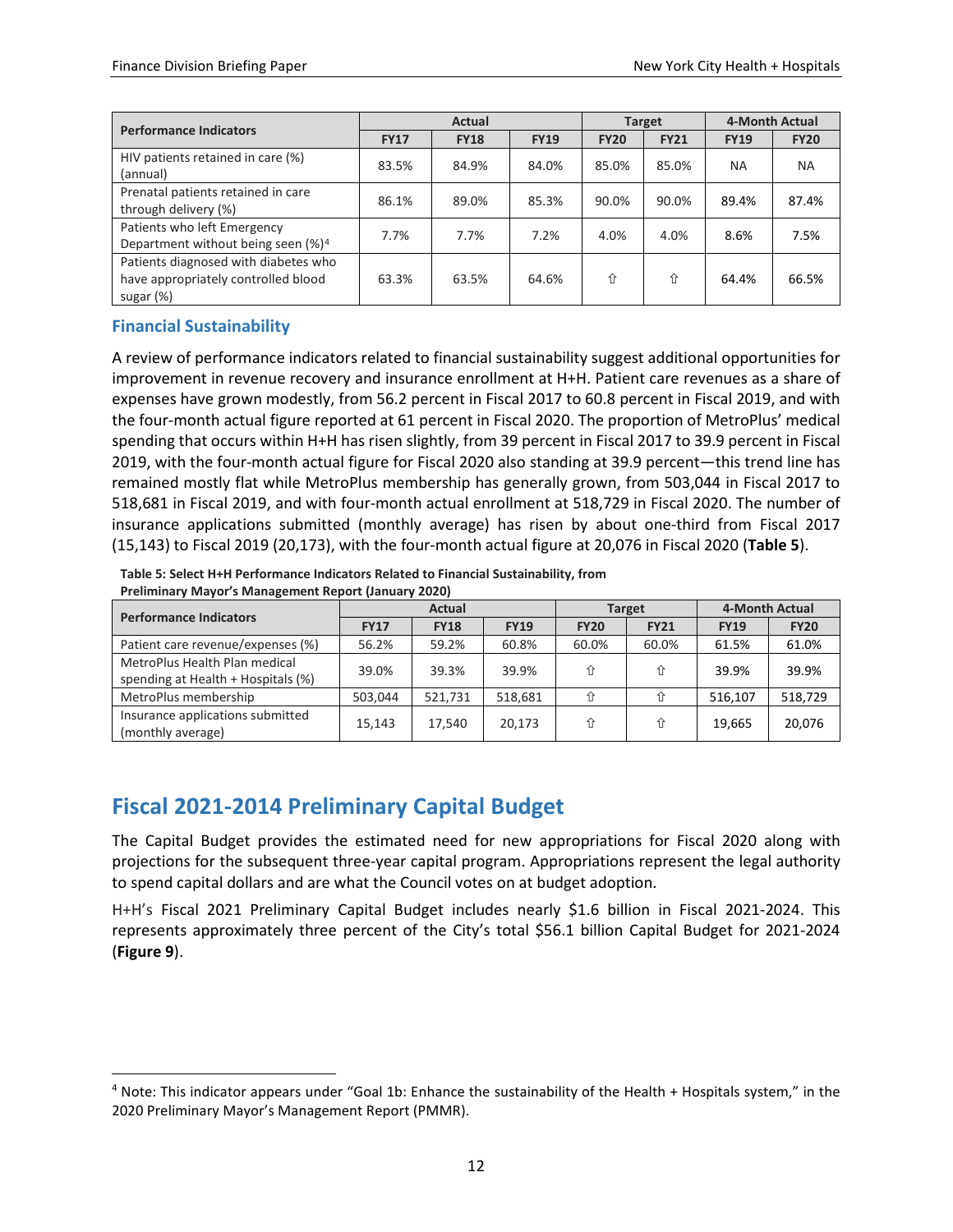| Performance Indicators | Actual | | | Target | | 4-Month Actual | |
|---|---|---|---|---|---|---|---|
| | FY17 | FY18 | FY19 | FY20 | FY21 | FY19 | FY20 |
| HIV patients retained in care (%) (annual) | 83.5% | 84.9% | 84.0% | 85.0% | 85.0% | NA | NA |
| Prenatal patients retained in care through delivery (%) | 86.1% | 89.0% | 85.3% | 90.0% | 90.0% | 89.4% | 87.4% |
| Patients who left Emergency Department without being seen (%)[4] | 7.7% | 7.7% | 7.2% | 4.0% | 4.0% | 8.6% | 7.5% |
| Patients diagnosed with diabetes who have appropriately controlled blood sugar (%) | 63.3% | 63.5% | 64.6% | ⇧ | ⇧ | 64.4% | 66.5% |

### Financial Sustainability

A review of performance indicators related to financial sustainability suggest additional opportunities for improvement in revenue recovery and insurance enrollment at H+H. Patient care revenues as a share of expenses have grown modestly, from 56.2 percent in Fiscal 2017 to 60.8 percent in Fiscal 2019, and with the four-month actual figure reported at 61 percent in Fiscal 2020. The proportion of MetroPlus' medical spending that occurs within H+H has risen slightly, from 39 percent in Fiscal 2017 to 39.9 percent in Fiscal 2019, with the four-month actual figure for Fiscal 2020 also standing at 39.9 percent—this trend line has remained mostly flat while MetroPlus membership has generally grown, from 503,044 in Fiscal 2017 to 518,681 in Fiscal 2019, and with four-month actual enrollment at 518,729 in Fiscal 2020. The number of insurance applications submitted (monthly average) has risen by about one-third from Fiscal 2017 (15,143) to Fiscal 2019 (20,173), with the four-month actual figure at 20,076 in Fiscal 2020 (**Table 5**).

**Table 5: Select H+H Performance Indicators Related to Financial Sustainability, from Preliminary Mayor's Management Report (January 2020)**

| Performance Indicators | Actual | | | Target | | 4-Month Actual | |
|---|---|---|---|---|---|---|---|
| | FY17 | FY18 | FY19 | FY20 | FY21 | FY19 | FY20 |
| Patient care revenue/expenses (%) | 56.2% | 59.2% | 60.8% | 60.0% | 60.0% | 61.5% | 61.0% |
| MetroPlus Health Plan medical spending at Health + Hospitals (%) | 39.0% | 39.3% | 39.9% | ⇧ | ⇧ | 39.9% | 39.9% |
| MetroPlus membership | 503,044 | 521,731 | 518,681 | ⇧ | ⇧ | 516,107 | 518,729 |
| Insurance applications submitted (monthly average) | 15,143 | 17,540 | 20,173 | ⇧ | ⇧ | 19,665 | 20,076 |

## Fiscal 2021-2014 Preliminary Capital Budget

The Capital Budget provides the estimated need for new appropriations for Fiscal 2020 along with projections for the subsequent three-year capital program. Appropriations represent the legal authority to spend capital dollars and are what the Council votes on at budget adoption.

H+H's Fiscal 2021 Preliminary Capital Budget includes nearly $1.6 billion in Fiscal 2021-2024. This represents approximately three percent of the City's total $56.1 billion Capital Budget for 2021-2024 (**Figure 9**).

[4] Note: This indicator appears under "Goal 1b: Enhance the sustainability of the Health + Hospitals system," in the 2020 Preliminary Mayor's Management Report (PMMR).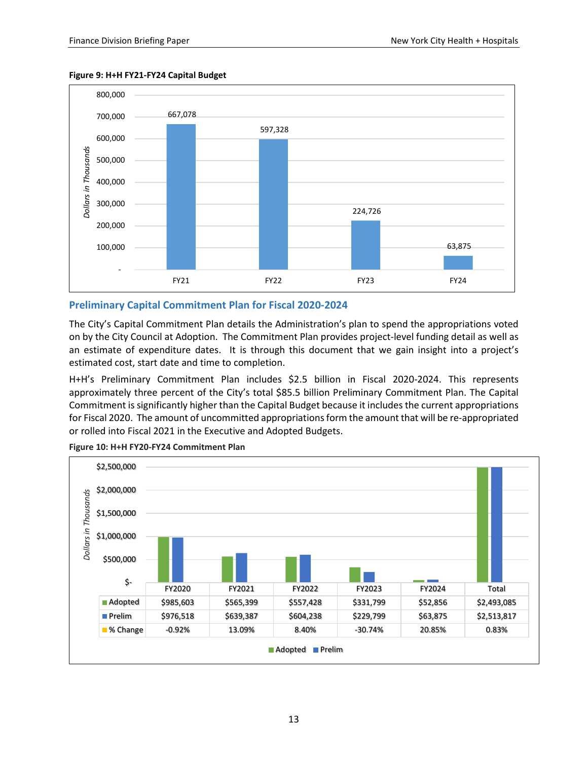**Figure 9: H+H FY21-FY24 Capital Budget**

| | FY21 | FY22 | FY23 | FY24 |
|---|---|---|---|---|
| Dollars in Thousands | 667,078 | 597,328 | 224,726 | 63,875 |

## Preliminary Capital Commitment Plan for Fiscal 2020-2024

The City's Capital Commitment Plan details the Administration's plan to spend the appropriations voted on by the City Council at Adoption. The Commitment Plan provides project-level funding detail as well as an estimate of expenditure dates. It is through this document that we gain insight into a project's estimated cost, start date and time to completion.

H+H's Preliminary Commitment Plan includes $2.5 billion in Fiscal 2020-2024. This represents approximately three percent of the City's total $85.5 billion Preliminary Commitment Plan. The Capital Commitment is significantly higher than the Capital Budget because it includes the current appropriations for Fiscal 2020. The amount of uncommitted appropriations form the amount that will be re-appropriated or rolled into Fiscal 2021 in the Executive and Adopted Budgets.

**Figure 10: H+H FY20-FY24 Commitment Plan**

| | FY2020 | FY2021 | FY2022 | FY2023 | FY2024 | Total |
|---|---|---|---|---|---|---|
| Adopted | $985,603 | $565,399 | $557,428 | $331,799 | $52,856 | $2,493,085 |
| Prelim | $976,518 | $639,387 | $604,238 | $229,799 | $63,875 | $2,513,817 |
| % Change | -0.92% | 13.09% | 8.40% | -30.74% | 20.85% | 0.83% |

Dollars in Thousands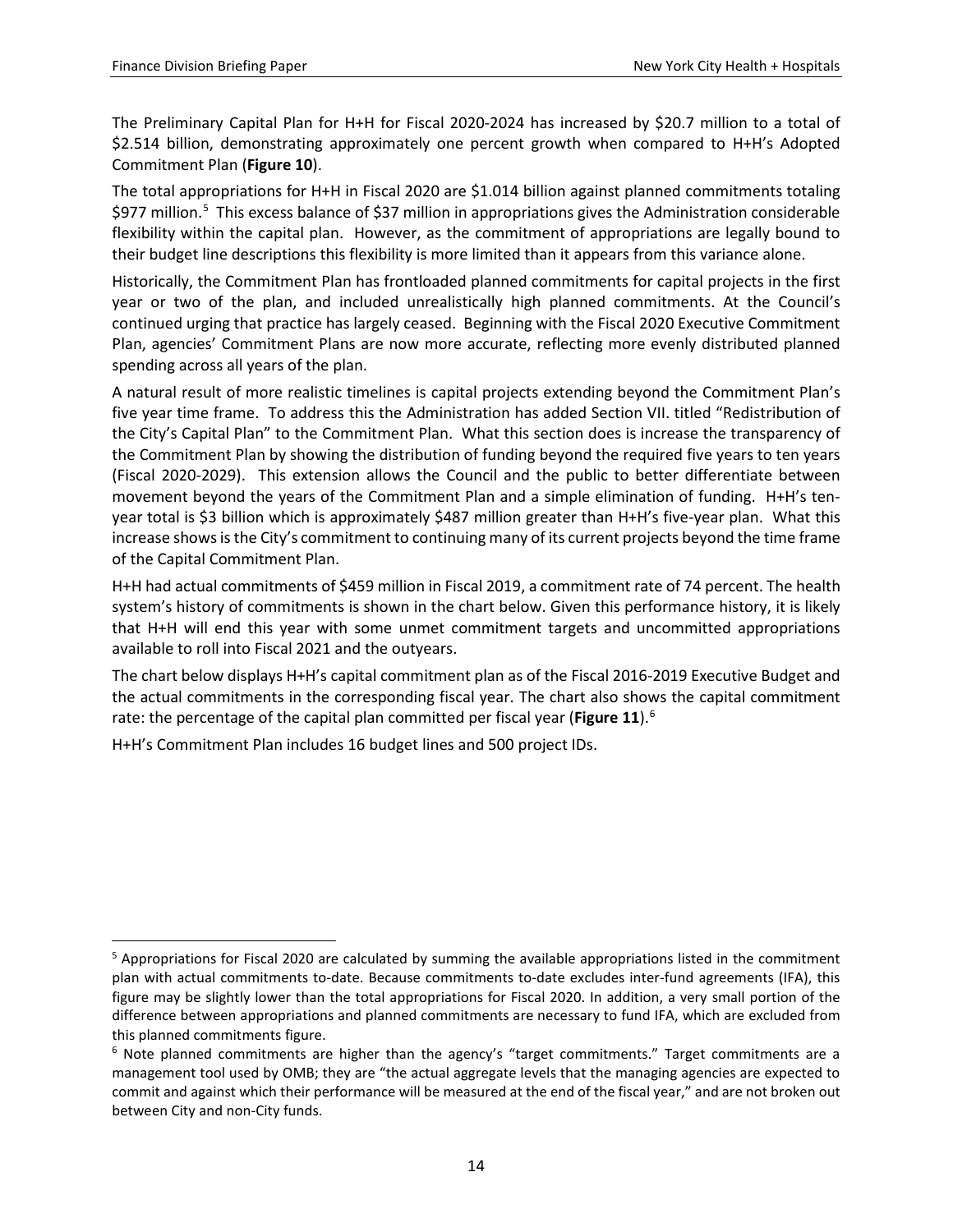The Preliminary Capital Plan for H+H for Fiscal 2020-2024 has increased by $20.7 million to a total of $2.514 billion, demonstrating approximately one percent growth when compared to H+H's Adopted Commitment Plan (**Figure 10**).

The total appropriations for H+H in Fiscal 2020 are $1.014 billion against planned commitments totaling $977 million.[5] This excess balance of $37 million in appropriations gives the Administration considerable flexibility within the capital plan. However, as the commitment of appropriations are legally bound to their budget line descriptions this flexibility is more limited than it appears from this variance alone.

Historically, the Commitment Plan has frontloaded planned commitments for capital projects in the first year or two of the plan, and included unrealistically high planned commitments. At the Council's continued urging that practice has largely ceased. Beginning with the Fiscal 2020 Executive Commitment Plan, agencies' Commitment Plans are now more accurate, reflecting more evenly distributed planned spending across all years of the plan.

A natural result of more realistic timelines is capital projects extending beyond the Commitment Plan's five year time frame. To address this the Administration has added Section VII. titled "Redistribution of the City's Capital Plan" to the Commitment Plan. What this section does is increase the transparency of the Commitment Plan by showing the distribution of funding beyond the required five years to ten years (Fiscal 2020-2029). This extension allows the Council and the public to better differentiate between movement beyond the years of the Commitment Plan and a simple elimination of funding. H+H's ten-year total is $3 billion which is approximately $487 million greater than H+H's five-year plan. What this increase shows is the City's commitment to continuing many of its current projects beyond the time frame of the Capital Commitment Plan.

H+H had actual commitments of $459 million in Fiscal 2019, a commitment rate of 74 percent. The health system's history of commitments is shown in the chart below. Given this performance history, it is likely that H+H will end this year with some unmet commitment targets and uncommitted appropriations available to roll into Fiscal 2021 and the outyears.

The chart below displays H+H's capital commitment plan as of the Fiscal 2016-2019 Executive Budget and the actual commitments in the corresponding fiscal year. The chart also shows the capital commitment rate: the percentage of the capital plan committed per fiscal year (**Figure 11**).[6]

H+H's Commitment Plan includes 16 budget lines and 500 project IDs.

---

[5] Appropriations for Fiscal 2020 are calculated by summing the available appropriations listed in the commitment plan with actual commitments to-date. Because commitments to-date excludes inter-fund agreements (IFA), this figure may be slightly lower than the total appropriations for Fiscal 2020. In addition, a very small portion of the difference between appropriations and planned commitments are necessary to fund IFA, which are excluded from this planned commitments figure.

[6] Note planned commitments are higher than the agency's "target commitments." Target commitments are a management tool used by OMB; they are "the actual aggregate levels that the managing agencies are expected to commit and against which their performance will be measured at the end of the fiscal year," and are not broken out between City and non-City funds.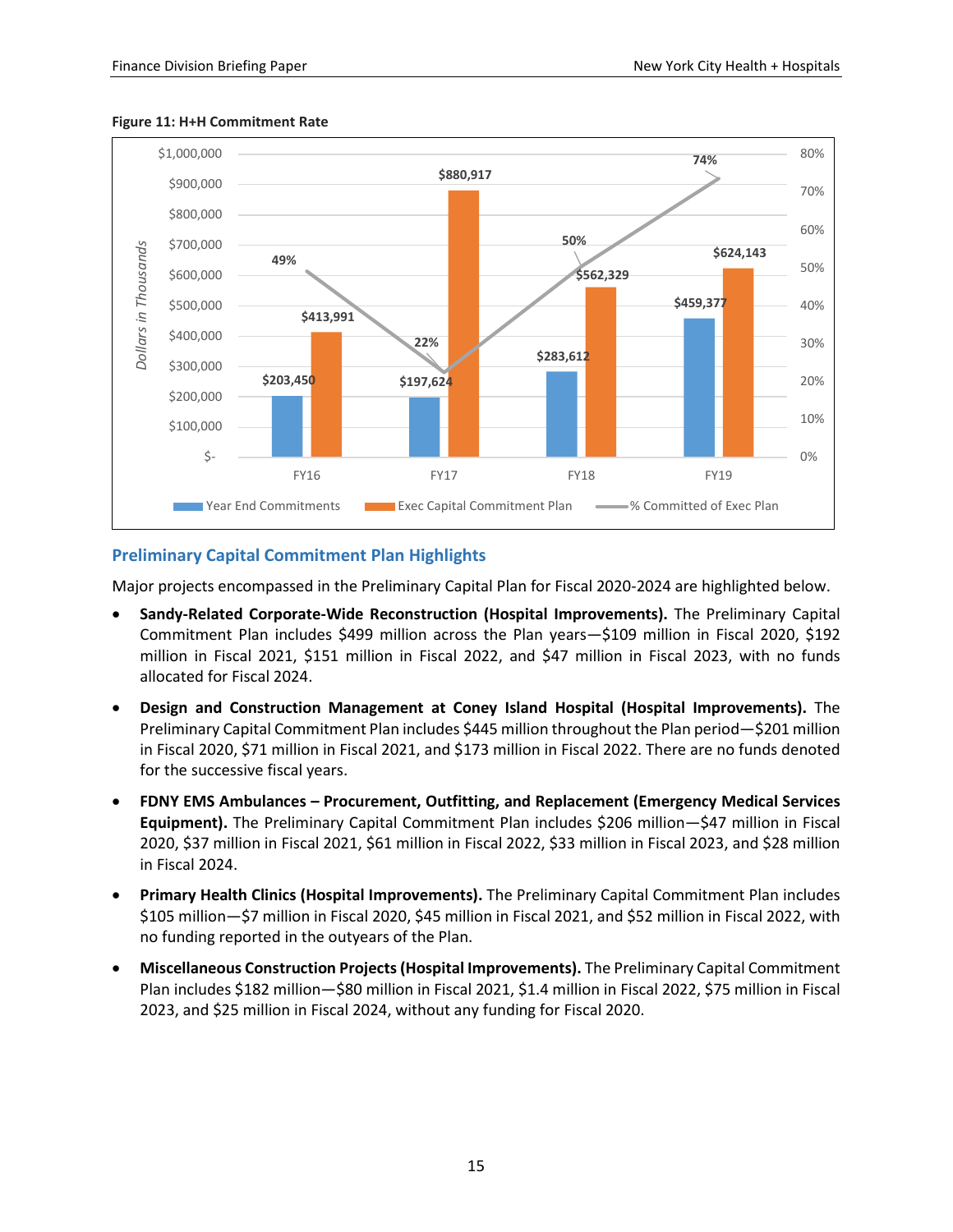**Figure 11: H+H Commitment Rate**

| | FY16 | FY17 | FY18 | FY19 |
|---|---|---|---|---|
| Year End Commitments | $203,450 | $197,624 | $283,612 | $459,377 |
| Exec Capital Commitment Plan | $413,991 | $880,917 | $562,329 | $624,143 |
| % Committed of Exec Plan | 49% | 22% | 50% | 74% |

*Dollars in Thousands*

## Preliminary Capital Commitment Plan Highlights

Major projects encompassed in the Preliminary Capital Plan for Fiscal 2020-2024 are highlighted below.

- **Sandy-Related Corporate-Wide Reconstruction (Hospital Improvements).** The Preliminary Capital Commitment Plan includes $499 million across the Plan years—$109 million in Fiscal 2020, $192 million in Fiscal 2021, $151 million in Fiscal 2022, and $47 million in Fiscal 2023, with no funds allocated for Fiscal 2024.
- **Design and Construction Management at Coney Island Hospital (Hospital Improvements).** The Preliminary Capital Commitment Plan includes $445 million throughout the Plan period—$201 million in Fiscal 2020, $71 million in Fiscal 2021, and $173 million in Fiscal 2022. There are no funds denoted for the successive fiscal years.
- **FDNY EMS Ambulances – Procurement, Outfitting, and Replacement (Emergency Medical Services Equipment).** The Preliminary Capital Commitment Plan includes $206 million—$47 million in Fiscal 2020, $37 million in Fiscal 2021, $61 million in Fiscal 2022, $33 million in Fiscal 2023, and $28 million in Fiscal 2024.
- **Primary Health Clinics (Hospital Improvements).** The Preliminary Capital Commitment Plan includes $105 million—$7 million in Fiscal 2020, $45 million in Fiscal 2021, and $52 million in Fiscal 2022, with no funding reported in the outyears of the Plan.
- **Miscellaneous Construction Projects (Hospital Improvements).** The Preliminary Capital Commitment Plan includes $182 million—$80 million in Fiscal 2021, $1.4 million in Fiscal 2022, $75 million in Fiscal 2023, and $25 million in Fiscal 2024, without any funding for Fiscal 2020.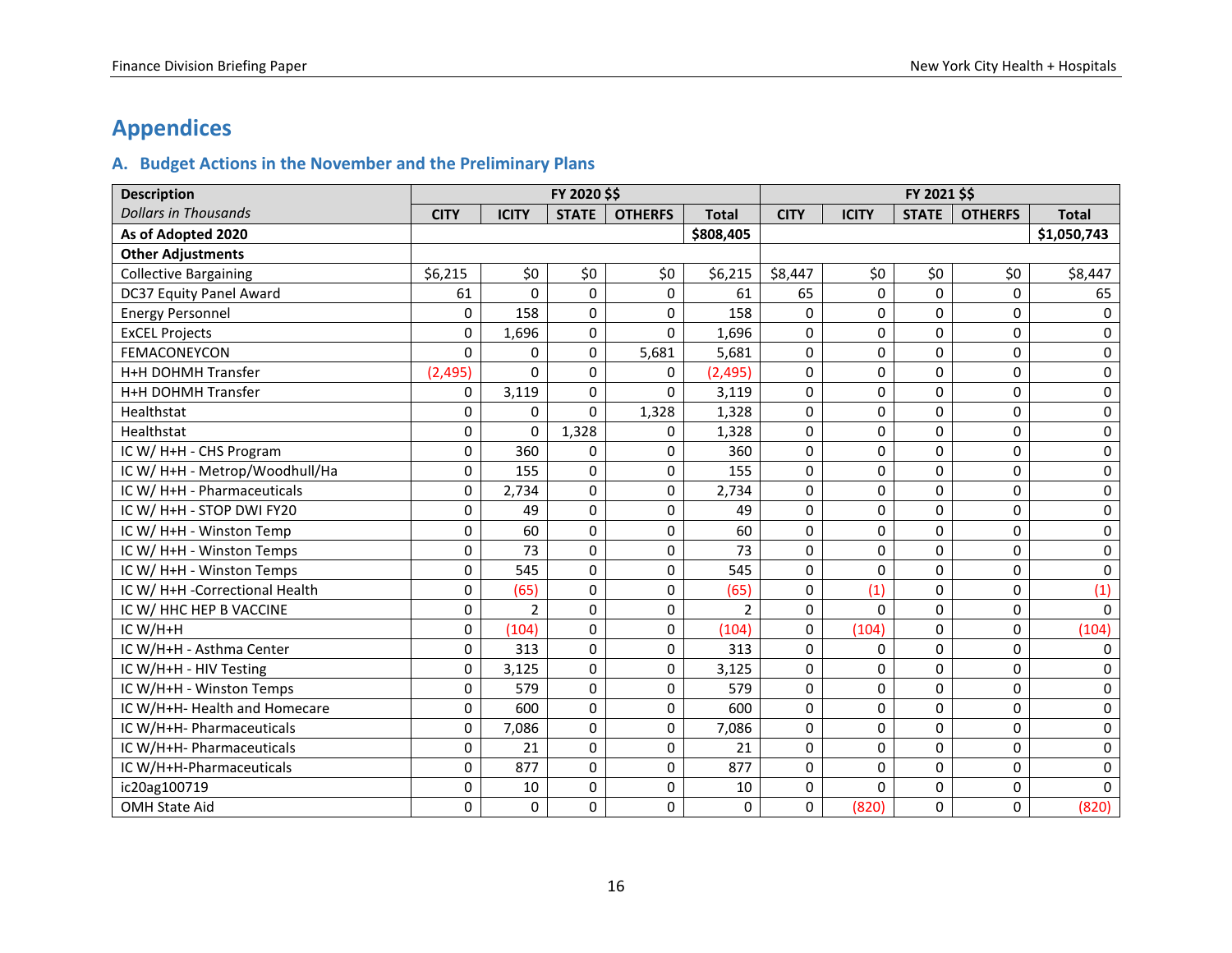# Appendices

## A. Budget Actions in the November and the Preliminary Plans

| Description | FY 2020 $$ | | | | | FY 2021 $$ | | | | |
|---|---|---|---|---|---|---|---|---|---|---|
| *Dollars in Thousands* | CITY | ICITY | STATE | OTHERFS | Total | CITY | ICITY | STATE | OTHERFS | Total |
| **As of Adopted 2020** | | | | | **$808,405** | | | | | **$1,050,743** |
| **Other Adjustments** | | | | | | | | | | |
| Collective Bargaining | $6,215 | $0 | $0 | $0 | $6,215 | $8,447 | $0 | $0 | $0 | $8,447 |
| DC37 Equity Panel Award | 61 | 0 | 0 | 0 | 61 | 65 | 0 | 0 | 0 | 65 |
| Energy Personnel | 0 | 158 | 0 | 0 | 158 | 0 | 0 | 0 | 0 | 0 |
| ExCEL Projects | 0 | 1,696 | 0 | 0 | 1,696 | 0 | 0 | 0 | 0 | 0 |
| FEMACONEYCON | 0 | 0 | 0 | 5,681 | 5,681 | 0 | 0 | 0 | 0 | 0 |
| H+H DOHMH Transfer | (2,495) | 0 | 0 | 0 | (2,495) | 0 | 0 | 0 | 0 | 0 |
| H+H DOHMH Transfer | 0 | 3,119 | 0 | 0 | 3,119 | 0 | 0 | 0 | 0 | 0 |
| Healthstat | 0 | 0 | 0 | 1,328 | 1,328 | 0 | 0 | 0 | 0 | 0 |
| Healthstat | 0 | 0 | 1,328 | 0 | 1,328 | 0 | 0 | 0 | 0 | 0 |
| IC W/ H+H - CHS Program | 0 | 360 | 0 | 0 | 360 | 0 | 0 | 0 | 0 | 0 |
| IC W/ H+H - Metrop/Woodhull/Ha | 0 | 155 | 0 | 0 | 155 | 0 | 0 | 0 | 0 | 0 |
| IC W/ H+H - Pharmaceuticals | 0 | 2,734 | 0 | 0 | 2,734 | 0 | 0 | 0 | 0 | 0 |
| IC W/ H+H - STOP DWI FY20 | 0 | 49 | 0 | 0 | 49 | 0 | 0 | 0 | 0 | 0 |
| IC W/ H+H - Winston Temp | 0 | 60 | 0 | 0 | 60 | 0 | 0 | 0 | 0 | 0 |
| IC W/ H+H - Winston Temps | 0 | 73 | 0 | 0 | 73 | 0 | 0 | 0 | 0 | 0 |
| IC W/ H+H - Winston Temps | 0 | 545 | 0 | 0 | 545 | 0 | 0 | 0 | 0 | 0 |
| IC W/ H+H -Correctional Health | 0 | (65) | 0 | 0 | (65) | 0 | (1) | 0 | 0 | (1) |
| IC W/ HHC HEP B VACCINE | 0 | 2 | 0 | 0 | 2 | 0 | 0 | 0 | 0 | 0 |
| IC W/H+H | 0 | (104) | 0 | 0 | (104) | 0 | (104) | 0 | 0 | (104) |
| IC W/H+H - Asthma Center | 0 | 313 | 0 | 0 | 313 | 0 | 0 | 0 | 0 | 0 |
| IC W/H+H - HIV Testing | 0 | 3,125 | 0 | 0 | 3,125 | 0 | 0 | 0 | 0 | 0 |
| IC W/H+H - Winston Temps | 0 | 579 | 0 | 0 | 579 | 0 | 0 | 0 | 0 | 0 |
| IC W/H+H- Health and Homecare | 0 | 600 | 0 | 0 | 600 | 0 | 0 | 0 | 0 | 0 |
| IC W/H+H- Pharmaceuticals | 0 | 7,086 | 0 | 0 | 7,086 | 0 | 0 | 0 | 0 | 0 |
| IC W/H+H- Pharmaceuticals | 0 | 21 | 0 | 0 | 21 | 0 | 0 | 0 | 0 | 0 |
| IC W/H+H-Pharmaceuticals | 0 | 877 | 0 | 0 | 877 | 0 | 0 | 0 | 0 | 0 |
| ic20ag100719 | 0 | 10 | 0 | 0 | 10 | 0 | 0 | 0 | 0 | 0 |
| OMH State Aid | 0 | 0 | 0 | 0 | 0 | 0 | (820) | 0 | 0 | (820) |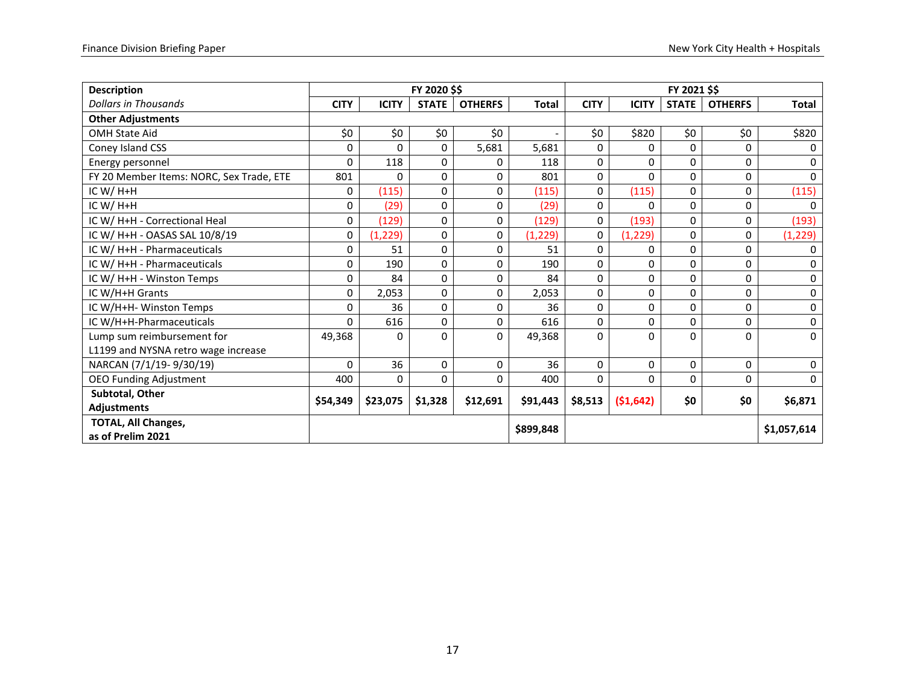| Description | FY 2020 $$ | | | | | FY 2021 $$ | | | | |
|---|---|---|---|---|---|---|---|---|---|---|
| *Dollars in Thousands* | CITY | ICITY | STATE | OTHERFS | Total | CITY | ICITY | STATE | OTHERFS | Total |
| **Other Adjustments** | | | | | | | | | | |
| OMH State Aid | $0 | $0 | $0 | $0 | - | $0 | $820 | $0 | $0 | $820 |
| Coney Island CSS | 0 | 0 | 0 | 5,681 | 5,681 | 0 | 0 | 0 | 0 | 0 |
| Energy personnel | 0 | 118 | 0 | 0 | 118 | 0 | 0 | 0 | 0 | 0 |
| FY 20 Member Items: NORC, Sex Trade, ETE | 801 | 0 | 0 | 0 | 801 | 0 | 0 | 0 | 0 | 0 |
| IC W/ H+H | 0 | (115) | 0 | 0 | (115) | 0 | (115) | 0 | 0 | (115) |
| IC W/ H+H | 0 | (29) | 0 | 0 | (29) | 0 | 0 | 0 | 0 | 0 |
| IC W/ H+H - Correctional Heal | 0 | (129) | 0 | 0 | (129) | 0 | (193) | 0 | 0 | (193) |
| IC W/ H+H - OASAS SAL 10/8/19 | 0 | (1,229) | 0 | 0 | (1,229) | 0 | (1,229) | 0 | 0 | (1,229) |
| IC W/ H+H - Pharmaceuticals | 0 | 51 | 0 | 0 | 51 | 0 | 0 | 0 | 0 | 0 |
| IC W/ H+H - Pharmaceuticals | 0 | 190 | 0 | 0 | 190 | 0 | 0 | 0 | 0 | 0 |
| IC W/ H+H - Winston Temps | 0 | 84 | 0 | 0 | 84 | 0 | 0 | 0 | 0 | 0 |
| IC W/H+H Grants | 0 | 2,053 | 0 | 0 | 2,053 | 0 | 0 | 0 | 0 | 0 |
| IC W/H+H- Winston Temps | 0 | 36 | 0 | 0 | 36 | 0 | 0 | 0 | 0 | 0 |
| IC W/H+H-Pharmaceuticals | 0 | 616 | 0 | 0 | 616 | 0 | 0 | 0 | 0 | 0 |
| Lump sum reimbursement for L1199 and NYSNA retro wage increase | 49,368 | 0 | 0 | 0 | 49,368 | 0 | 0 | 0 | 0 | 0 |
| NARCAN (7/1/19- 9/30/19) | 0 | 36 | 0 | 0 | 36 | 0 | 0 | 0 | 0 | 0 |
| OEO Funding Adjustment | 400 | 0 | 0 | 0 | 400 | 0 | 0 | 0 | 0 | 0 |
| **Subtotal, Other Adjustments** | **$54,349** | **$23,075** | **$1,328** | **$12,691** | **$91,443** | **$8,513** | **($1,642)** | **$0** | **$0** | **$6,871** |
| **TOTAL, All Changes, as of Prelim 2021** | | | | | **$899,848** | | | | | **$1,057,614** |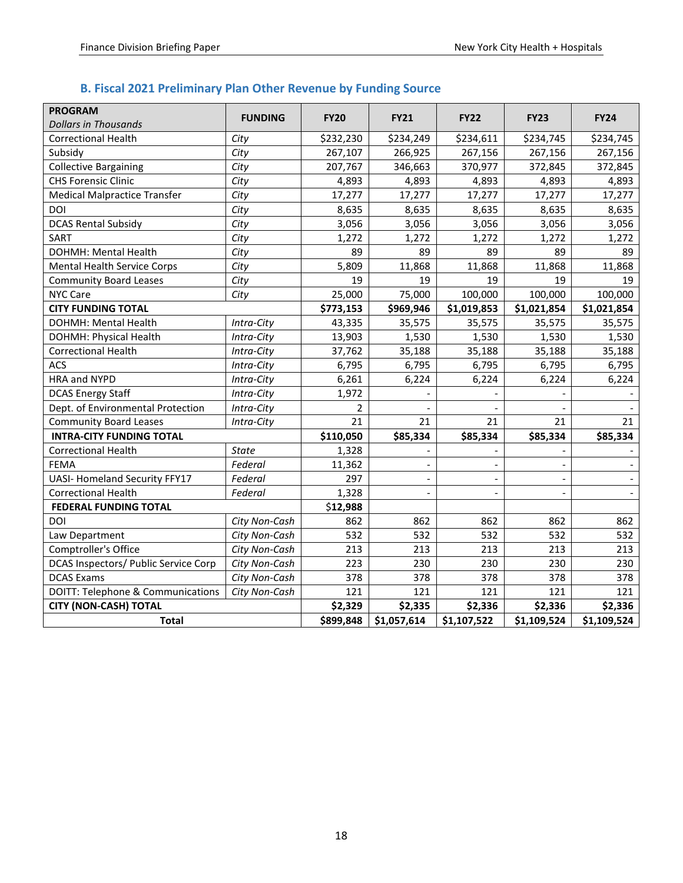## B. Fiscal 2021 Preliminary Plan Other Revenue by Funding Source

| **PROGRAM** *Dollars in Thousands* | **FUNDING** | **FY20** | **FY21** | **FY22** | **FY23** | **FY24** |
|---|---|---|---|---|---|---|
| Correctional Health | *City* | $232,230 | $234,249 | $234,611 | $234,745 | $234,745 |
| Subsidy | *City* | 267,107 | 266,925 | 267,156 | 267,156 | 267,156 |
| Collective Bargaining | *City* | 207,767 | 346,663 | 370,977 | 372,845 | 372,845 |
| CHS Forensic Clinic | *City* | 4,893 | 4,893 | 4,893 | 4,893 | 4,893 |
| Medical Malpractice Transfer | *City* | 17,277 | 17,277 | 17,277 | 17,277 | 17,277 |
| DOI | *City* | 8,635 | 8,635 | 8,635 | 8,635 | 8,635 |
| DCAS Rental Subsidy | *City* | 3,056 | 3,056 | 3,056 | 3,056 | 3,056 |
| SART | *City* | 1,272 | 1,272 | 1,272 | 1,272 | 1,272 |
| DOHMH: Mental Health | *City* | 89 | 89 | 89 | 89 | 89 |
| Mental Health Service Corps | *City* | 5,809 | 11,868 | 11,868 | 11,868 | 11,868 |
| Community Board Leases | *City* | 19 | 19 | 19 | 19 | 19 |
| NYC Care | *City* | 25,000 | 75,000 | 100,000 | 100,000 | 100,000 |
| **CITY FUNDING TOTAL** | | **$773,153** | **$969,946** | **$1,019,853** | **$1,021,854** | **$1,021,854** |
| DOHMH: Mental Health | *Intra-City* | 43,335 | 35,575 | 35,575 | 35,575 | 35,575 |
| DOHMH: Physical Health | *Intra-City* | 13,903 | 1,530 | 1,530 | 1,530 | 1,530 |
| Correctional Health | *Intra-City* | 37,762 | 35,188 | 35,188 | 35,188 | 35,188 |
| ACS | *Intra-City* | 6,795 | 6,795 | 6,795 | 6,795 | 6,795 |
| HRA and NYPD | *Intra-City* | 6,261 | 6,224 | 6,224 | 6,224 | 6,224 |
| DCAS Energy Staff | *Intra-City* | 1,972 | - | - | - | - |
| Dept. of Environmental Protection | *Intra-City* | 2 | - | - | - | - |
| Community Board Leases | *Intra-City* | 21 | 21 | 21 | 21 | 21 |
| **INTRA-CITY FUNDING TOTAL** | | **$110,050** | **$85,334** | **$85,334** | **$85,334** | **$85,334** |
| Correctional Health | *State* | 1,328 | - | - | - | - |
| FEMA | *Federal* | 11,362 | - | - | - | - |
| UASI- Homeland Security FFY17 | *Federal* | 297 | - | - | - | - |
| Correctional Health | *Federal* | 1,328 | - | - | - | - |
| **FEDERAL FUNDING TOTAL** | | **$12,988** | | | | |
| DOI | *City Non-Cash* | 862 | 862 | 862 | 862 | 862 |
| Law Department | *City Non-Cash* | 532 | 532 | 532 | 532 | 532 |
| Comptroller's Office | *City Non-Cash* | 213 | 213 | 213 | 213 | 213 |
| DCAS Inspectors/ Public Service Corp | *City Non-Cash* | 223 | 230 | 230 | 230 | 230 |
| DCAS Exams | *City Non-Cash* | 378 | 378 | 378 | 378 | 378 |
| DOITT: Telephone & Communications | *City Non-Cash* | 121 | 121 | 121 | 121 | 121 |
| **CITY (NON-CASH) TOTAL** | | **$2,329** | **$2,335** | **$2,336** | **$2,336** | **$2,336** |
| **Total** | | **$899,848** | **$1,057,614** | **$1,107,522** | **$1,109,524** | **$1,109,524** |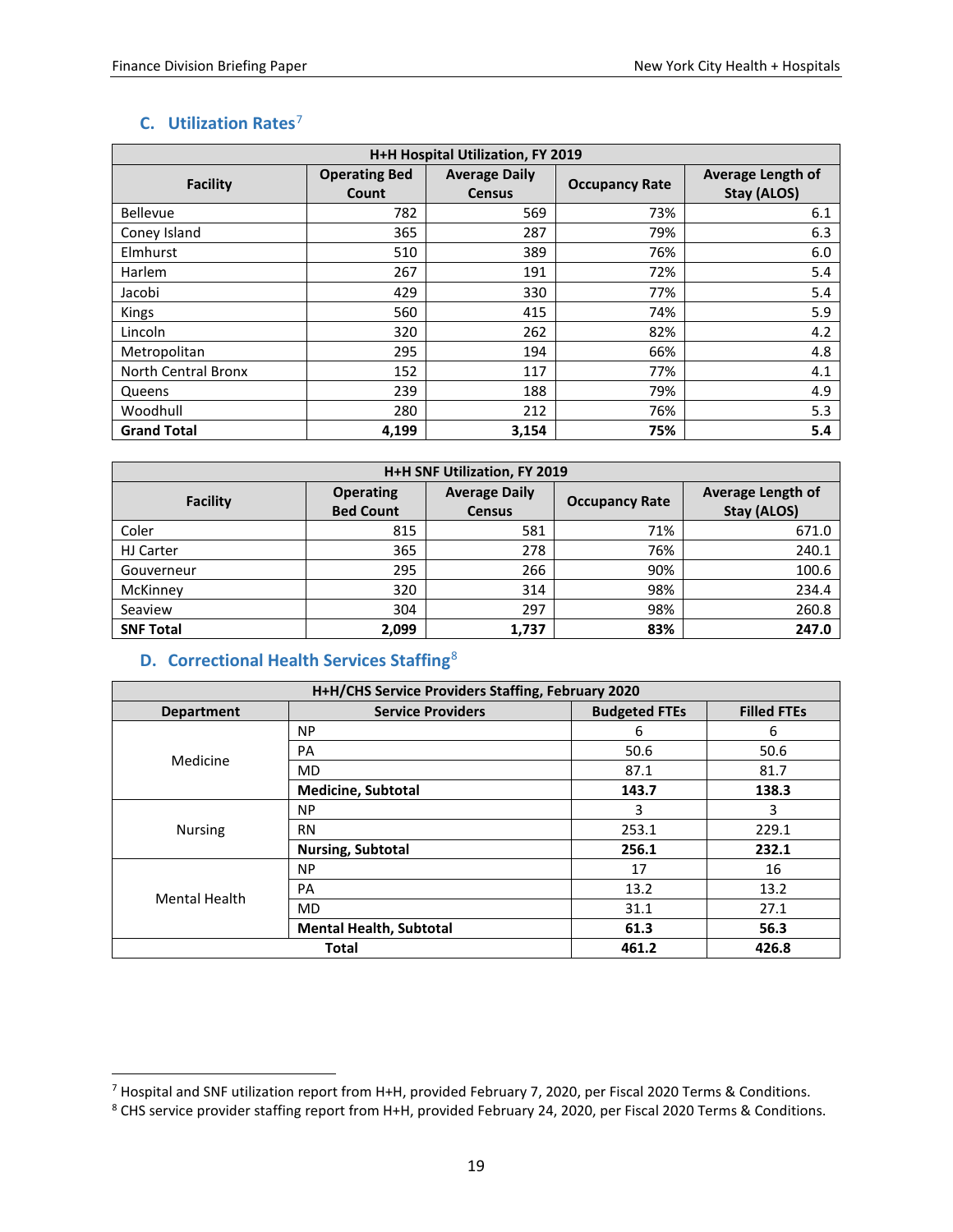### C. Utilization Rates[7]

| H+H Hospital Utilization, FY 2019 | | | | |
|---|---|---|---|---|
| **Facility** | **Operating Bed Count** | **Average Daily Census** | **Occupancy Rate** | **Average Length of Stay (ALOS)** |
| Bellevue | 782 | 569 | 73% | 6.1 |
| Coney Island | 365 | 287 | 79% | 6.3 |
| Elmhurst | 510 | 389 | 76% | 6.0 |
| Harlem | 267 | 191 | 72% | 5.4 |
| Jacobi | 429 | 330 | 77% | 5.4 |
| Kings | 560 | 415 | 74% | 5.9 |
| Lincoln | 320 | 262 | 82% | 4.2 |
| Metropolitan | 295 | 194 | 66% | 4.8 |
| North Central Bronx | 152 | 117 | 77% | 4.1 |
| Queens | 239 | 188 | 79% | 4.9 |
| Woodhull | 280 | 212 | 76% | 5.3 |
| **Grand Total** | **4,199** | **3,154** | **75%** | **5.4** |

| H+H SNF Utilization, FY 2019 | | | | |
|---|---|---|---|---|
| **Facility** | **Operating Bed Count** | **Average Daily Census** | **Occupancy Rate** | **Average Length of Stay (ALOS)** |
| Coler | 815 | 581 | 71% | 671.0 |
| HJ Carter | 365 | 278 | 76% | 240.1 |
| Gouverneur | 295 | 266 | 90% | 100.6 |
| McKinney | 320 | 314 | 98% | 234.4 |
| Seaview | 304 | 297 | 98% | 260.8 |
| **SNF Total** | **2,099** | **1,737** | **83%** | **247.0** |

### D. Correctional Health Services Staffing[8]

| H+H/CHS Service Providers Staffing, February 2020 | | | |
|---|---|---|---|
| **Department** | **Service Providers** | **Budgeted FTEs** | **Filled FTEs** |
| Medicine | NP | 6 | 6 |
| | PA | 50.6 | 50.6 |
| | MD | 87.1 | 81.7 |
| | **Medicine, Subtotal** | **143.7** | **138.3** |
| Nursing | NP | 3 | 3 |
| | RN | 253.1 | 229.1 |
| | **Nursing, Subtotal** | **256.1** | **232.1** |
| Mental Health | NP | 17 | 16 |
| | PA | 13.2 | 13.2 |
| | MD | 31.1 | 27.1 |
| | **Mental Health, Subtotal** | **61.3** | **56.3** |
| **Total** | | **461.2** | **426.8** |

[7] Hospital and SNF utilization report from H+H, provided February 7, 2020, per Fiscal 2020 Terms & Conditions.

[8] CHS service provider staffing report from H+H, provided February 24, 2020, per Fiscal 2020 Terms & Conditions.